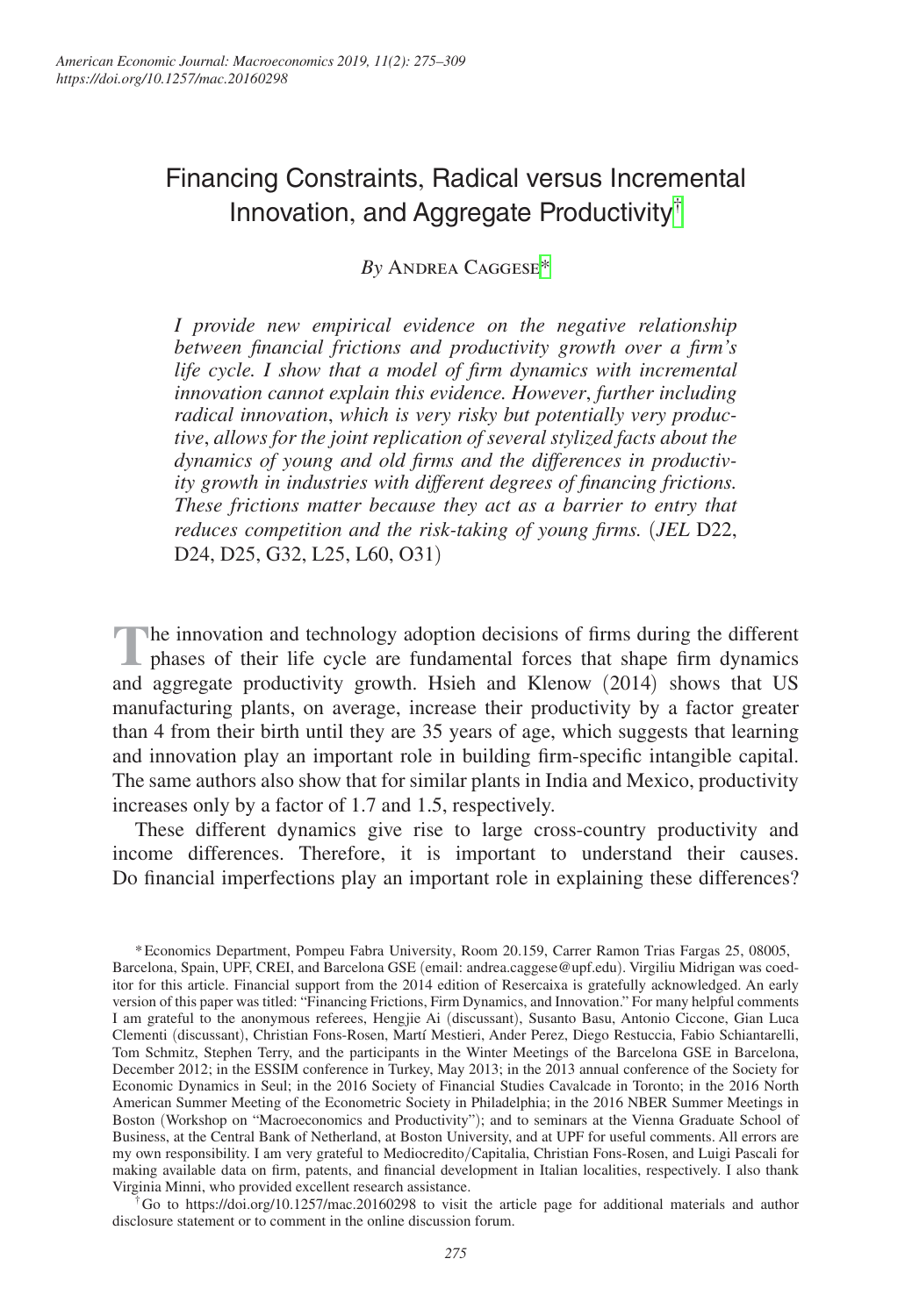# Financing Constraints, Radical versus Incremental Innovation, and Aggregate Productivity[†]

*By* Andrea Caggese[*]

*I provide new empirical evidence on the negative relationship between financial frictions and productivity growth over a firm's life cycle. I show that a model of firm dynamics with incremental innovation cannot explain this evidence. However, further including radical innovation, which is very risky but potentially very productive, allows for the joint replication of several stylized facts about the dynamics of young and old firms and the differences in productivity growth in industries with different degrees of financing frictions. These frictions matter because they act as a barrier to entry that reduces competition and the risk-taking of young firms.* (*JEL* D22, D24, D25, G32, L25, L60, O31)

The innovation and technology adoption decisions of firms during the different phases of their life cycle are fundamental forces that shape firm dynamics and aggregate productivity growth. Hsieh and Klenow (2014) shows that US manufacturing plants, on average, increase their productivity by a factor greater than 4 from their birth until they are 35 years of age, which suggests that learning and innovation play an important role in building firm-specific intangible capital. The same authors also show that for similar plants in India and Mexico, productivity increases only by a factor of 1.7 and 1.5, respectively.

These different dynamics give rise to large cross-country productivity and income differences. Therefore, it is important to understand their causes. Do financial imperfections play an important role in explaining these differences?

---

[*] Economics Department, Pompeu Fabra University, Room 20.159, Carrer Ramon Trias Fargas 25, 08005, Barcelona, Spain, UPF, CREI, and Barcelona GSE (email: andrea.caggese@upf.edu). Virgiliu Midrigan was coeditor for this article. Financial support from the 2014 edition of Resercaixa is gratefully acknowledged. An early version of this paper was titled: "Financing Frictions, Firm Dynamics, and Innovation." For many helpful comments I am grateful to the anonymous referees, Hengjie Ai (discussant), Susanto Basu, Antonio Ciccone, Gian Luca Clementi (discussant), Christian Fons-Rosen, Martí Mestieri, Ander Perez, Diego Restuccia, Fabio Schiantarelli, Tom Schmitz, Stephen Terry, and the participants in the Winter Meetings of the Barcelona GSE in Barcelona, December 2012; in the ESSIM conference in Turkey, May 2013; in the 2013 annual conference of the Society for Economic Dynamics in Seul; in the 2016 Society of Financial Studies Cavalcade in Toronto; in the 2016 North American Summer Meeting of the Econometric Society in Philadelphia; in the 2016 NBER Summer Meetings in Boston (Workshop on "Macroeconomics and Productivity"); and to seminars at the Vienna Graduate School of Business, at the Central Bank of Netherland, at Boston University, and at UPF for useful comments. All errors are my own responsibility. I am very grateful to Mediocredito/Capitalia, Christian Fons-Rosen, and Luigi Pascali for making available data on firm, patents, and financial development in Italian localities, respectively. I also thank Virginia Minni, who provided excellent research assistance.

[†] Go to https://doi.org/10.1257/mac.20160298 to visit the article page for additional materials and author disclosure statement or to comment in the online discussion forum.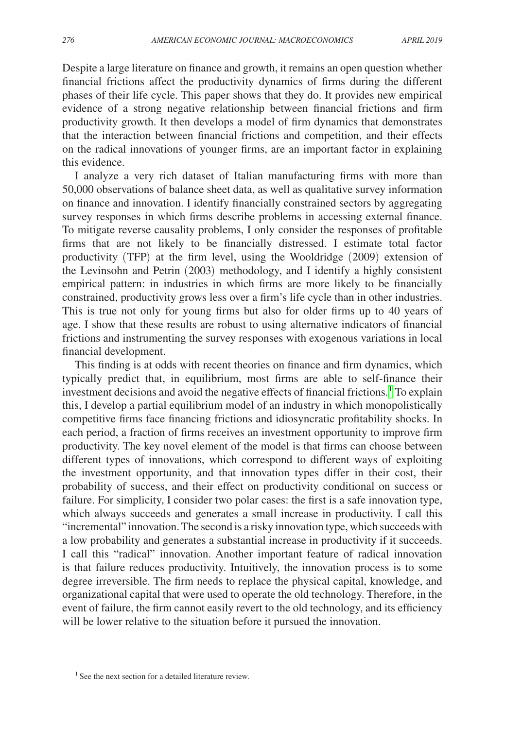Despite a large literature on finance and growth, it remains an open question whether financial frictions affect the productivity dynamics of firms during the different phases of their life cycle. This paper shows that they do. It provides new empirical evidence of a strong negative relationship between financial frictions and firm productivity growth. It then develops a model of firm dynamics that demonstrates that the interaction between financial frictions and competition, and their effects on the radical innovations of younger firms, are an important factor in explaining this evidence.

I analyze a very rich dataset of Italian manufacturing firms with more than 50,000 observations of balance sheet data, as well as qualitative survey information on finance and innovation. I identify financially constrained sectors by aggregating survey responses in which firms describe problems in accessing external finance. To mitigate reverse causality problems, I only consider the responses of profitable firms that are not likely to be financially distressed. I estimate total factor productivity (TFP) at the firm level, using the Wooldridge (2009) extension of the Levinsohn and Petrin (2003) methodology, and I identify a highly consistent empirical pattern: in industries in which firms are more likely to be financially constrained, productivity grows less over a firm's life cycle than in other industries. This is true not only for young firms but also for older firms up to 40 years of age. I show that these results are robust to using alternative indicators of financial frictions and instrumenting the survey responses with exogenous variations in local financial development.

This finding is at odds with recent theories on finance and firm dynamics, which typically predict that, in equilibrium, most firms are able to self-finance their investment decisions and avoid the negative effects of financial frictions.[1] To explain this, I develop a partial equilibrium model of an industry in which monopolistically competitive firms face financing frictions and idiosyncratic profitability shocks. In each period, a fraction of firms receives an investment opportunity to improve firm productivity. The key novel element of the model is that firms can choose between different types of innovations, which correspond to different ways of exploiting the investment opportunity, and that innovation types differ in their cost, their probability of success, and their effect on productivity conditional on success or failure. For simplicity, I consider two polar cases: the first is a safe innovation type, which always succeeds and generates a small increase in productivity. I call this "incremental" innovation. The second is a risky innovation type, which succeeds with a low probability and generates a substantial increase in productivity if it succeeds. I call this "radical" innovation. Another important feature of radical innovation is that failure reduces productivity. Intuitively, the innovation process is to some degree irreversible. The firm needs to replace the physical capital, knowledge, and organizational capital that were used to operate the old technology. Therefore, in the event of failure, the firm cannot easily revert to the old technology, and its efficiency will be lower relative to the situation before it pursued the innovation.

[1] See the next section for a detailed literature review.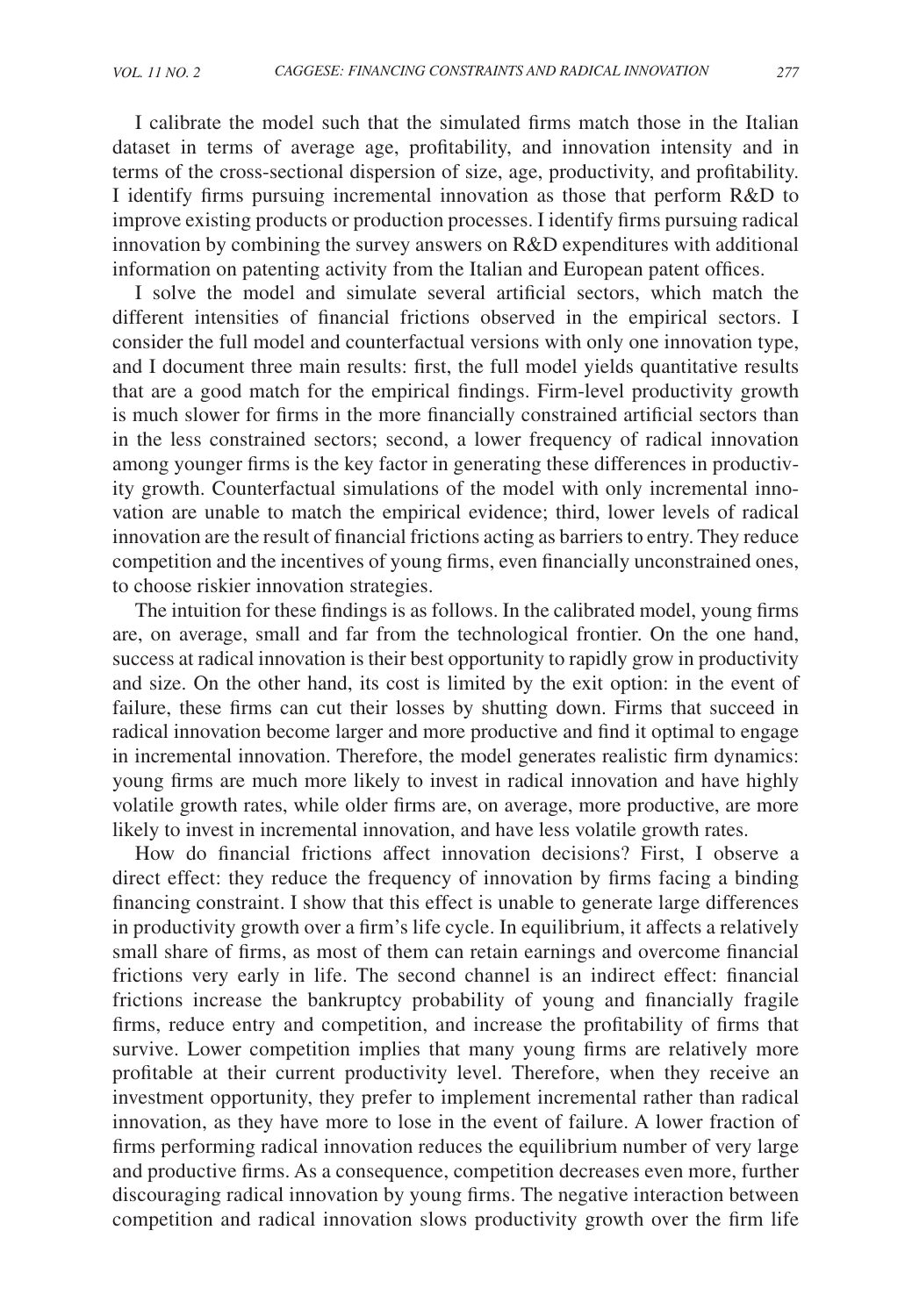I calibrate the model such that the simulated firms match those in the Italian dataset in terms of average age, profitability, and innovation intensity and in terms of the cross-sectional dispersion of size, age, productivity, and profitability. I identify firms pursuing incremental innovation as those that perform R&D to improve existing products or production processes. I identify firms pursuing radical innovation by combining the survey answers on R&D expenditures with additional information on patenting activity from the Italian and European patent offices.

I solve the model and simulate several artificial sectors, which match the different intensities of financial frictions observed in the empirical sectors. I consider the full model and counterfactual versions with only one innovation type, and I document three main results: first, the full model yields quantitative results that are a good match for the empirical findings. Firm-level productivity growth is much slower for firms in the more financially constrained artificial sectors than in the less constrained sectors; second, a lower frequency of radical innovation among younger firms is the key factor in generating these differences in productivity growth. Counterfactual simulations of the model with only incremental innovation are unable to match the empirical evidence; third, lower levels of radical innovation are the result of financial frictions acting as barriers to entry. They reduce competition and the incentives of young firms, even financially unconstrained ones, to choose riskier innovation strategies.

The intuition for these findings is as follows. In the calibrated model, young firms are, on average, small and far from the technological frontier. On the one hand, success at radical innovation is their best opportunity to rapidly grow in productivity and size. On the other hand, its cost is limited by the exit option: in the event of failure, these firms can cut their losses by shutting down. Firms that succeed in radical innovation become larger and more productive and find it optimal to engage in incremental innovation. Therefore, the model generates realistic firm dynamics: young firms are much more likely to invest in radical innovation and have highly volatile growth rates, while older firms are, on average, more productive, are more likely to invest in incremental innovation, and have less volatile growth rates.

How do financial frictions affect innovation decisions? First, I observe a direct effect: they reduce the frequency of innovation by firms facing a binding financing constraint. I show that this effect is unable to generate large differences in productivity growth over a firm's life cycle. In equilibrium, it affects a relatively small share of firms, as most of them can retain earnings and overcome financial frictions very early in life. The second channel is an indirect effect: financial frictions increase the bankruptcy probability of young and financially fragile firms, reduce entry and competition, and increase the profitability of firms that survive. Lower competition implies that many young firms are relatively more profitable at their current productivity level. Therefore, when they receive an investment opportunity, they prefer to implement incremental rather than radical innovation, as they have more to lose in the event of failure. A lower fraction of firms performing radical innovation reduces the equilibrium number of very large and productive firms. As a consequence, competition decreases even more, further discouraging radical innovation by young firms. The negative interaction between competition and radical innovation slows productivity growth over the firm life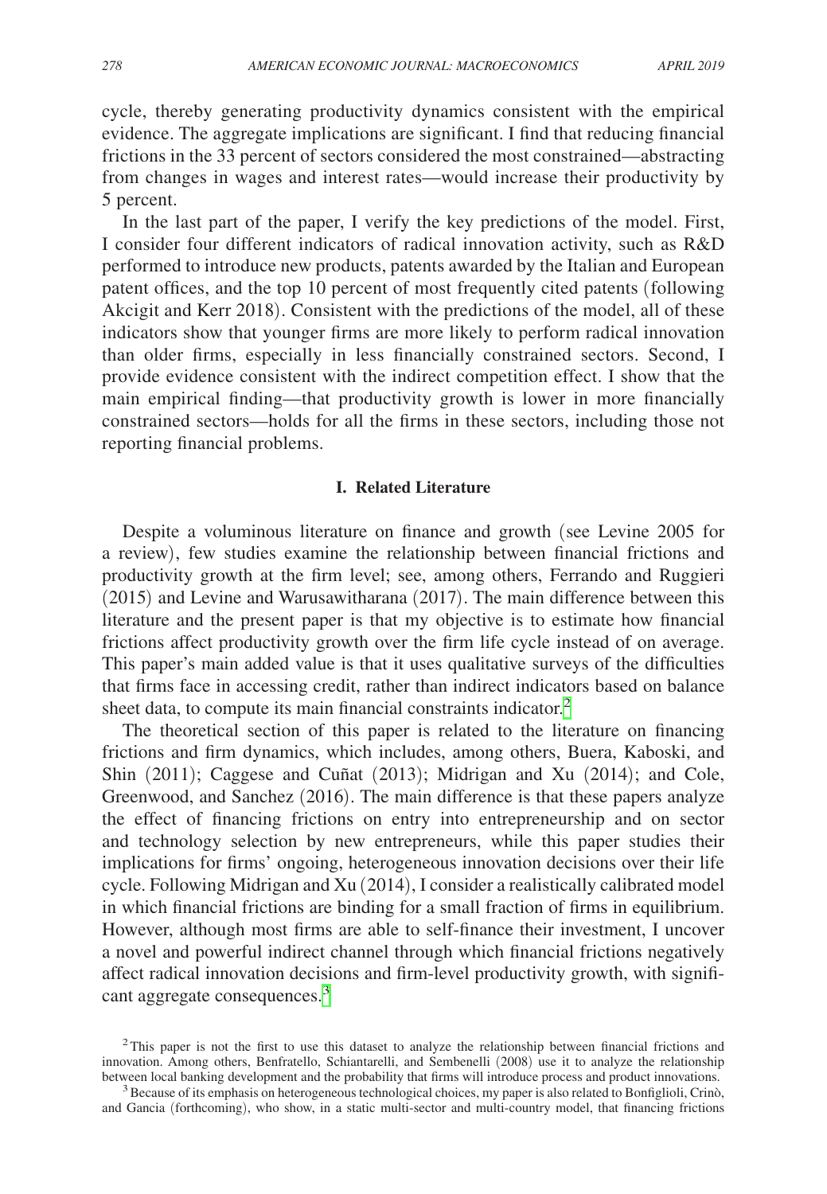cycle, thereby generating productivity dynamics consistent with the empirical evidence. The aggregate implications are significant. I find that reducing financial frictions in the 33 percent of sectors considered the most constrained—abstracting from changes in wages and interest rates—would increase their productivity by 5 percent.

In the last part of the paper, I verify the key predictions of the model. First, I consider four different indicators of radical innovation activity, such as R&D performed to introduce new products, patents awarded by the Italian and European patent offices, and the top 10 percent of most frequently cited patents (following Akcigit and Kerr 2018). Consistent with the predictions of the model, all of these indicators show that younger firms are more likely to perform radical innovation than older firms, especially in less financially constrained sectors. Second, I provide evidence consistent with the indirect competition effect. I show that the main empirical finding—that productivity growth is lower in more financially constrained sectors—holds for all the firms in these sectors, including those not reporting financial problems.

## I. Related Literature

Despite a voluminous literature on finance and growth (see Levine 2005 for a review), few studies examine the relationship between financial frictions and productivity growth at the firm level; see, among others, Ferrando and Ruggieri (2015) and Levine and Warusawitharana (2017). The main difference between this literature and the present paper is that my objective is to estimate how financial frictions affect productivity growth over the firm life cycle instead of on average. This paper's main added value is that it uses qualitative surveys of the difficulties that firms face in accessing credit, rather than indirect indicators based on balance sheet data, to compute its main financial constraints indicator.[2]

The theoretical section of this paper is related to the literature on financing frictions and firm dynamics, which includes, among others, Buera, Kaboski, and Shin (2011); Caggese and Cuñat (2013); Midrigan and Xu (2014); and Cole, Greenwood, and Sanchez (2016). The main difference is that these papers analyze the effect of financing frictions on entry into entrepreneurship and on sector and technology selection by new entrepreneurs, while this paper studies their implications for firms' ongoing, heterogeneous innovation decisions over their life cycle. Following Midrigan and Xu (2014), I consider a realistically calibrated model in which financial frictions are binding for a small fraction of firms in equilibrium. However, although most firms are able to self-finance their investment, I uncover a novel and powerful indirect channel through which financial frictions negatively affect radical innovation decisions and firm-level productivity growth, with significant aggregate consequences.[3]

[2] This paper is not the first to use this dataset to analyze the relationship between financial frictions and innovation. Among others, Benfratello, Schiantarelli, and Sembenelli (2008) use it to analyze the relationship between local banking development and the probability that firms will introduce process and product innovations.

[3] Because of its emphasis on heterogeneous technological choices, my paper is also related to Bonfiglioli, Crinò, and Gancia (forthcoming), who show, in a static multi-sector and multi-country model, that financing frictions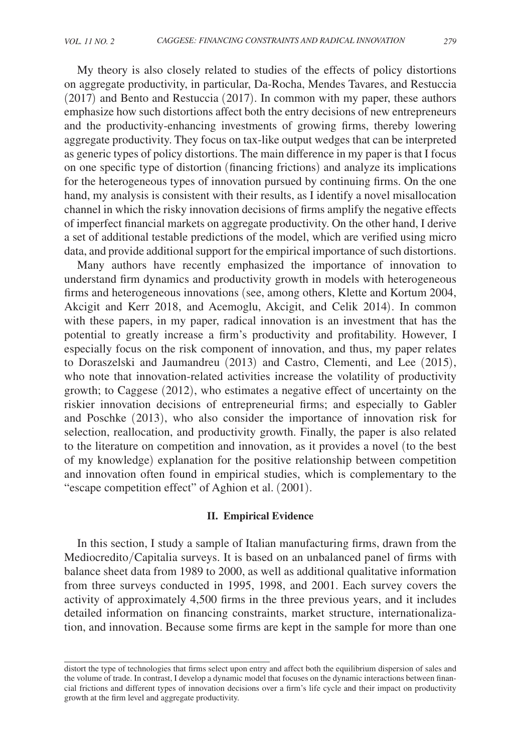My theory is also closely related to studies of the effects of policy distortions on aggregate productivity, in particular, Da-Rocha, Mendes Tavares, and Restuccia (2017) and Bento and Restuccia (2017). In common with my paper, these authors emphasize how such distortions affect both the entry decisions of new entrepreneurs and the productivity-enhancing investments of growing firms, thereby lowering aggregate productivity. They focus on tax-like output wedges that can be interpreted as generic types of policy distortions. The main difference in my paper is that I focus on one specific type of distortion (financing frictions) and analyze its implications for the heterogeneous types of innovation pursued by continuing firms. On the one hand, my analysis is consistent with their results, as I identify a novel misallocation channel in which the risky innovation decisions of firms amplify the negative effects of imperfect financial markets on aggregate productivity. On the other hand, I derive a set of additional testable predictions of the model, which are verified using micro data, and provide additional support for the empirical importance of such distortions.

Many authors have recently emphasized the importance of innovation to understand firm dynamics and productivity growth in models with heterogeneous firms and heterogeneous innovations (see, among others, Klette and Kortum 2004, Akcigit and Kerr 2018, and Acemoglu, Akcigit, and Celik 2014). In common with these papers, in my paper, radical innovation is an investment that has the potential to greatly increase a firm's productivity and profitability. However, I especially focus on the risk component of innovation, and thus, my paper relates to Doraszelski and Jaumandreu (2013) and Castro, Clementi, and Lee (2015), who note that innovation-related activities increase the volatility of productivity growth; to Caggese (2012), who estimates a negative effect of uncertainty on the riskier innovation decisions of entrepreneurial firms; and especially to Gabler and Poschke (2013), who also consider the importance of innovation risk for selection, reallocation, and productivity growth. Finally, the paper is also related to the literature on competition and innovation, as it provides a novel (to the best of my knowledge) explanation for the positive relationship between competition and innovation often found in empirical studies, which is complementary to the "escape competition effect" of Aghion et al. (2001).

## II. Empirical Evidence

In this section, I study a sample of Italian manufacturing firms, drawn from the Mediocredito/Capitalia surveys. It is based on an unbalanced panel of firms with balance sheet data from 1989 to 2000, as well as additional qualitative information from three surveys conducted in 1995, 1998, and 2001. Each survey covers the activity of approximately 4,500 firms in the three previous years, and it includes detailed information on financing constraints, market structure, internationalization, and innovation. Because some firms are kept in the sample for more than one

distort the type of technologies that firms select upon entry and affect both the equilibrium dispersion of sales and the volume of trade. In contrast, I develop a dynamic model that focuses on the dynamic interactions between financial frictions and different types of innovation decisions over a firm's life cycle and their impact on productivity growth at the firm level and aggregate productivity.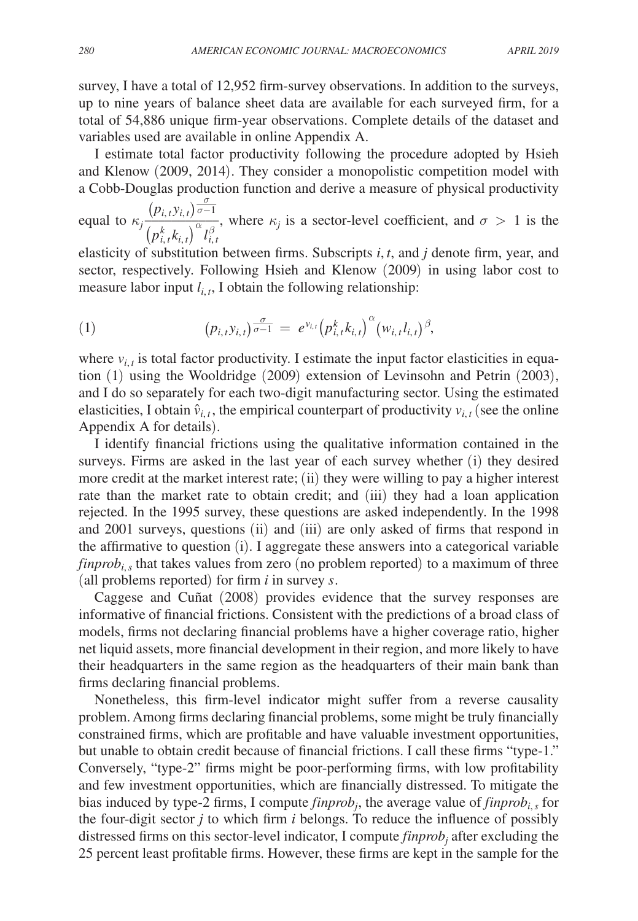survey, I have a total of 12,952 firm-survey observations. In addition to the surveys, up to nine years of balance sheet data are available for each surveyed firm, for a total of 54,886 unique firm-year observations. Complete details of the dataset and variables used are available in online Appendix A.

I estimate total factor productivity following the procedure adopted by Hsieh and Klenow (2009, 2014). They consider a monopolistic competition model with a Cobb-Douglas production function and derive a measure of physical productivity equal to $\kappa_j \frac{(p_{i,t} y_{i,t})^{\frac{\sigma}{\sigma-1}}}{(p_{i,t}^k k_{i,t})^{\alpha} l_{i,t}^{\beta}}$, where $\kappa_j$ is a sector-level coefficient, and $\sigma > 1$ is the elasticity of substitution between firms. Subscripts $i, t$, and $j$ denote firm, year, and sector, respectively. Following Hsieh and Klenow (2009) in using labor cost to measure labor input $l_{i,t}$, I obtain the following relationship:

$$(1) \qquad (p_{i,t} y_{i,t})^{\frac{\sigma}{\sigma-1}} = e^{v_{i,t}} (p_{i,t}^k k_{i,t})^{\alpha} (w_{i,t} l_{i,t})^{\beta},$$

where $v_{i,t}$ is total factor productivity. I estimate the input factor elasticities in equation (1) using the Wooldridge (2009) extension of Levinsohn and Petrin (2003), and I do so separately for each two-digit manufacturing sector. Using the estimated elasticities, I obtain $\hat{v}_{i,t}$, the empirical counterpart of productivity $v_{i,t}$ (see the online Appendix A for details).

I identify financial frictions using the qualitative information contained in the surveys. Firms are asked in the last year of each survey whether (i) they desired more credit at the market interest rate; (ii) they were willing to pay a higher interest rate than the market rate to obtain credit; and (iii) they had a loan application rejected. In the 1995 survey, these questions are asked independently. In the 1998 and 2001 surveys, questions (ii) and (iii) are only asked of firms that respond in the affirmative to question (i). I aggregate these answers into a categorical variable $finprob_{i,s}$ that takes values from zero (no problem reported) to a maximum of three (all problems reported) for firm $i$ in survey $s$.

Caggese and Cuñat (2008) provides evidence that the survey responses are informative of financial frictions. Consistent with the predictions of a broad class of models, firms not declaring financial problems have a higher coverage ratio, higher net liquid assets, more financial development in their region, and more likely to have their headquarters in the same region as the headquarters of their main bank than firms declaring financial problems.

Nonetheless, this firm-level indicator might suffer from a reverse causality problem. Among firms declaring financial problems, some might be truly financially constrained firms, which are profitable and have valuable investment opportunities, but unable to obtain credit because of financial frictions. I call these firms "type-1." Conversely, "type-2" firms might be poor-performing firms, with low profitability and few investment opportunities, which are financially distressed. To mitigate the bias induced by type-2 firms, I compute $finprob_j$, the average value of $finprob_{i,s}$ for the four-digit sector $j$ to which firm $i$ belongs. To reduce the influence of possibly distressed firms on this sector-level indicator, I compute $finprob_j$ after excluding the 25 percent least profitable firms. However, these firms are kept in the sample for the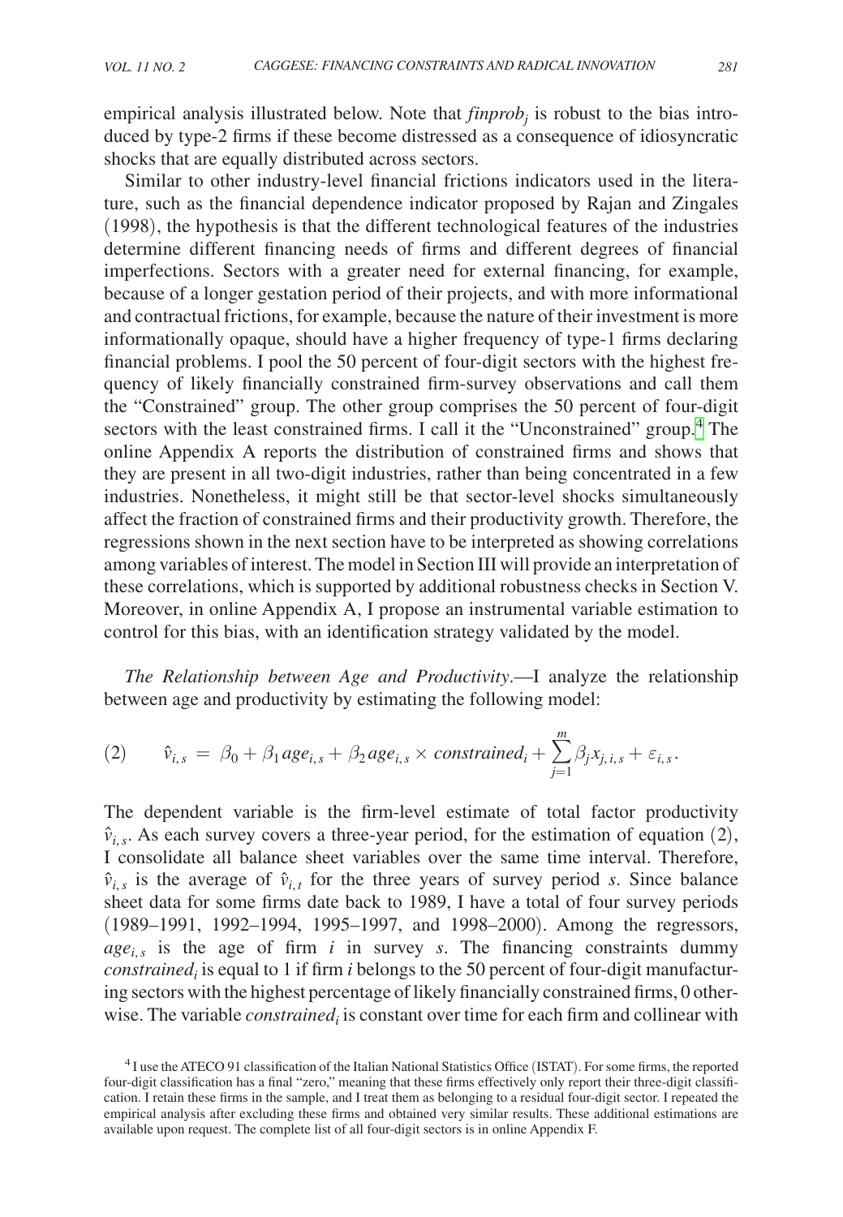empirical analysis illustrated below. Note that $finprob_j$ is robust to the bias introduced by type-2 firms if these become distressed as a consequence of idiosyncratic shocks that are equally distributed across sectors.

Similar to other industry-level financial frictions indicators used in the literature, such as the financial dependence indicator proposed by Rajan and Zingales (1998), the hypothesis is that the different technological features of the industries determine different financing needs of firms and different degrees of financial imperfections. Sectors with a greater need for external financing, for example, because of a longer gestation period of their projects, and with more informational and contractual frictions, for example, because the nature of their investment is more informationally opaque, should have a higher frequency of type-1 firms declaring financial problems. I pool the 50 percent of four-digit sectors with the highest frequency of likely financially constrained firm-survey observations and call them the "Constrained" group. The other group comprises the 50 percent of four-digit sectors with the least constrained firms. I call it the "Unconstrained" group.[4] The online Appendix A reports the distribution of constrained firms and shows that they are present in all two-digit industries, rather than being concentrated in a few industries. Nonetheless, it might still be that sector-level shocks simultaneously affect the fraction of constrained firms and their productivity growth. Therefore, the regressions shown in the next section have to be interpreted as showing correlations among variables of interest. The model in Section III will provide an interpretation of these correlations, which is supported by additional robustness checks in Section V. Moreover, in online Appendix A, I propose an instrumental variable estimation to control for this bias, with an identification strategy validated by the model.

*The Relationship between Age and Productivity*.—I analyze the relationship between age and productivity by estimating the following model:

$$(2) \qquad \hat{v}_{i,s} = \beta_0 + \beta_1 age_{i,s} + \beta_2 age_{i,s} \times constrained_i + \sum_{j=1}^{m} \beta_j x_{j,i,s} + \varepsilon_{i,s}.$$

The dependent variable is the firm-level estimate of total factor productivity $\hat{v}_{i,s}$. As each survey covers a three-year period, for the estimation of equation (2), I consolidate all balance sheet variables over the same time interval. Therefore, $\hat{v}_{i,s}$ is the average of $\hat{v}_{i,t}$ for the three years of survey period $s$. Since balance sheet data for some firms date back to 1989, I have a total of four survey periods (1989–1991, 1992–1994, 1995–1997, and 1998–2000). Among the regressors, $age_{i,s}$ is the age of firm $i$ in survey $s$. The financing constraints dummy $constrained_i$ is equal to 1 if firm $i$ belongs to the 50 percent of four-digit manufacturing sectors with the highest percentage of likely financially constrained firms, 0 otherwise. The variable $constrained_i$ is constant over time for each firm and collinear with

[4] I use the ATECO 91 classification of the Italian National Statistics Office (ISTAT). For some firms, the reported four-digit classification has a final "zero," meaning that these firms effectively only report their three-digit classification. I retain these firms in the sample, and I treat them as belonging to a residual four-digit sector. I repeated the empirical analysis after excluding these firms and obtained very similar results. These additional estimations are available upon request. The complete list of all four-digit sectors is in online Appendix F.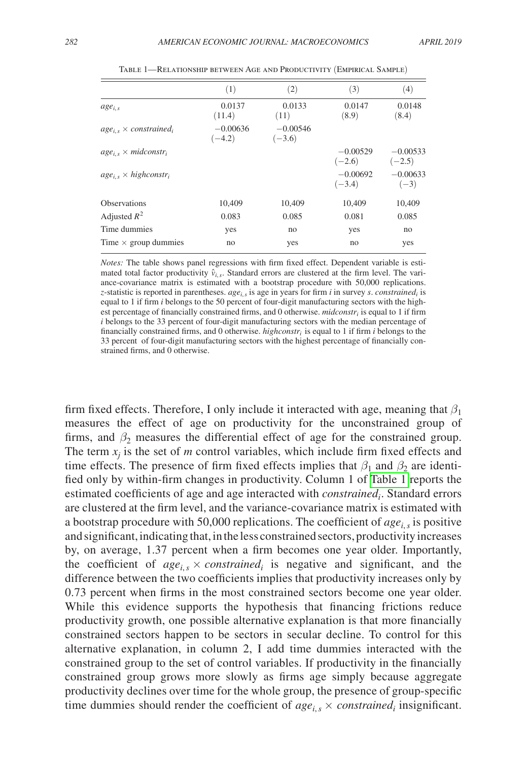Table 1—Relationship between Age and Productivity (Empirical Sample)

| | (1) | (2) | (3) | (4) |
|---|---|---|---|---|
| $age_{i,s}$ | 0.0137 | 0.0133 | 0.0147 | 0.0148 |
| | (11.4) | (11) | (8.9) | (8.4) |
| $age_{i,s} \times constrained_i$ | −0.00636 | −0.00546 | | |
| | (−4.2) | (−3.6) | | |
| $age_{i,s} \times midconstr_i$ | | | −0.00529 | −0.00533 |
| | | | (−2.6) | (−2.5) |
| $age_{i,s} \times highconstr_i$ | | | −0.00692 | −0.00633 |
| | | | (−3.4) | (−3) |
| Observations | 10,409 | 10,409 | 10,409 | 10,409 |
| Adjusted $R^2$ | 0.083 | 0.085 | 0.081 | 0.085 |
| Time dummies | yes | no | yes | no |
| Time × group dummies | no | yes | no | yes |

*Notes:* The table shows panel regressions with firm fixed effect. Dependent variable is estimated total factor productivity $\hat{v}_{i,s}$. Standard errors are clustered at the firm level. The variance-covariance matrix is estimated with a bootstrap procedure with 50,000 replications. $z$-statistic is reported in parentheses. $age_{i,s}$ is age in years for firm $i$ in survey $s$. $constrained_i$ is equal to 1 if firm $i$ belongs to the 50 percent of four-digit manufacturing sectors with the highest percentage of financially constrained firms, and 0 otherwise. $midconstr_i$ is equal to 1 if firm $i$ belongs to the 33 percent of four-digit manufacturing sectors with the median percentage of financially constrained firms, and 0 otherwise. $highconstr_i$ is equal to 1 if firm $i$ belongs to the 33 percent of four-digit manufacturing sectors with the highest percentage of financially constrained firms, and 0 otherwise.

firm fixed effects. Therefore, I only include it interacted with age, meaning that $\beta_1$ measures the effect of age on productivity for the unconstrained group of firms, and $\beta_2$ measures the differential effect of age for the constrained group. The term $x_j$ is the set of $m$ control variables, which include firm fixed effects and time effects. The presence of firm fixed effects implies that $\beta_1$ and $\beta_2$ are identified only by within-firm changes in productivity. Column 1 of Table 1 reports the estimated coefficients of age and age interacted with $constrained_i$. Standard errors are clustered at the firm level, and the variance-covariance matrix is estimated with a bootstrap procedure with 50,000 replications. The coefficient of $age_{i,s}$ is positive and significant, indicating that, in the less constrained sectors, productivity increases by, on average, 1.37 percent when a firm becomes one year older. Importantly, the coefficient of $age_{i,s} \times constrained_i$ is negative and significant, and the difference between the two coefficients implies that productivity increases only by 0.73 percent when firms in the most constrained sectors become one year older. While this evidence supports the hypothesis that financing frictions reduce productivity growth, one possible alternative explanation is that more financially constrained sectors happen to be sectors in secular decline. To control for this alternative explanation, in column 2, I add time dummies interacted with the constrained group to the set of control variables. If productivity in the financially constrained group grows more slowly as firms age simply because aggregate productivity declines over time for the whole group, the presence of group-specific time dummies should render the coefficient of $age_{i,s} \times constrained_i$ insignificant.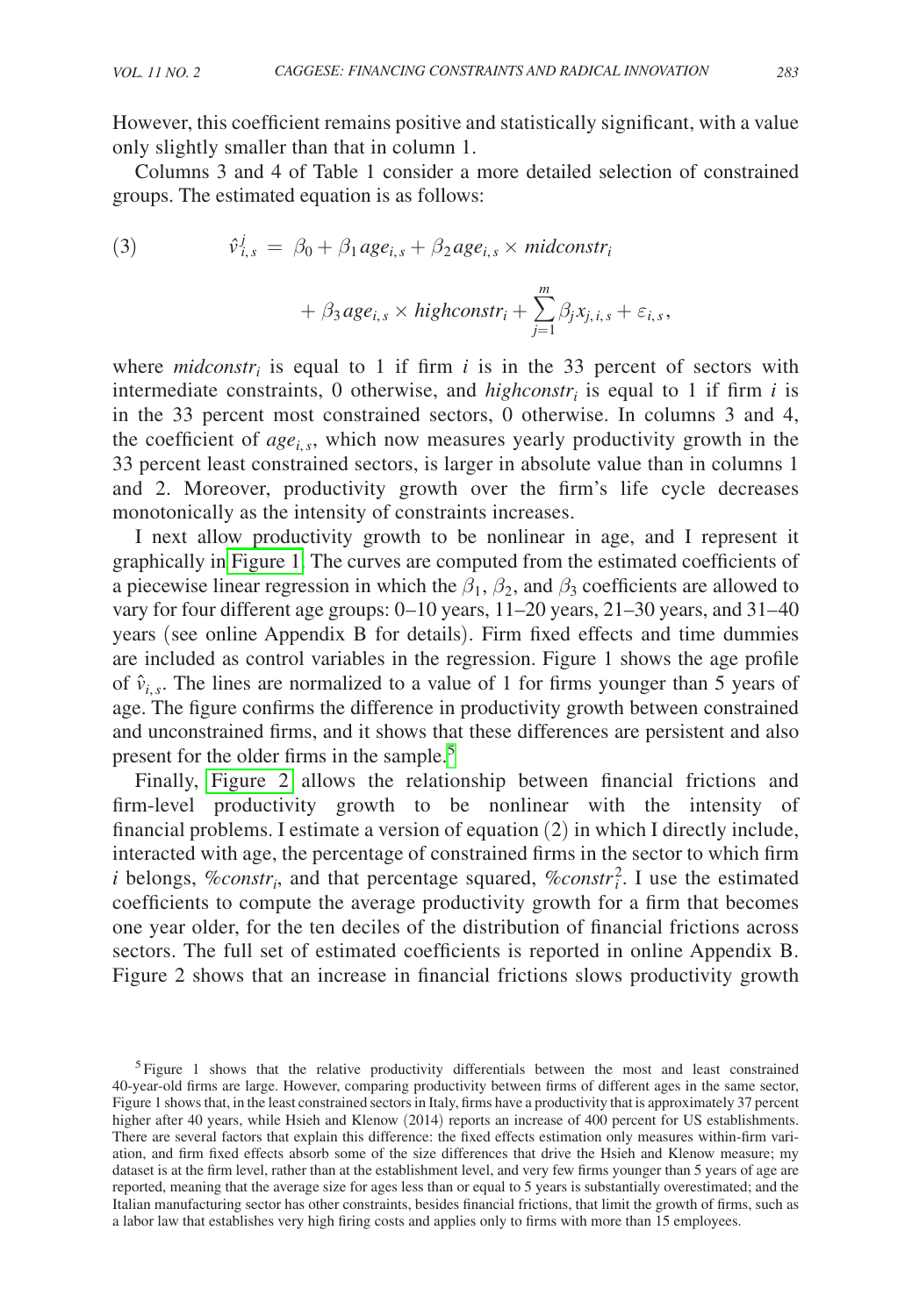However, this coefficient remains positive and statistically significant, with a value only slightly smaller than that in column 1.

Columns 3 and 4 of Table 1 consider a more detailed selection of constrained groups. The estimated equation is as follows:

$$\hat{v}^{j}_{i,s} = \beta_0 + \beta_1 age_{i,s} + \beta_2 age_{i,s} \times midconstr_i + \beta_3 age_{i,s} \times highconstr_i + \sum_{j=1}^{m} \beta_j x_{j,i,s} + \varepsilon_{i,s}, \tag{3}$$

where $midconstr_i$ is equal to 1 if firm $i$ is in the 33 percent of sectors with intermediate constraints, 0 otherwise, and $highconstr_i$ is equal to 1 if firm $i$ is in the 33 percent most constrained sectors, 0 otherwise. In columns 3 and 4, the coefficient of $age_{i,s}$, which now measures yearly productivity growth in the 33 percent least constrained sectors, is larger in absolute value than in columns 1 and 2. Moreover, productivity growth over the firm's life cycle decreases monotonically as the intensity of constraints increases.

I next allow productivity growth to be nonlinear in age, and I represent it graphically in Figure 1. The curves are computed from the estimated coefficients of a piecewise linear regression in which the $\beta_1$, $\beta_2$, and $\beta_3$ coefficients are allowed to vary for four different age groups: 0–10 years, 11–20 years, 21–30 years, and 31–40 years (see online Appendix B for details). Firm fixed effects and time dummies are included as control variables in the regression. Figure 1 shows the age profile of $\hat{v}_{i,s}$. The lines are normalized to a value of 1 for firms younger than 5 years of age. The figure confirms the difference in productivity growth between constrained and unconstrained firms, and it shows that these differences are persistent and also present for the older firms in the sample.[5]

Finally, Figure 2 allows the relationship between financial frictions and firm-level productivity growth to be nonlinear with the intensity of financial problems. I estimate a version of equation (2) in which I directly include, interacted with age, the percentage of constrained firms in the sector to which firm $i$ belongs, $\%constr_i$, and that percentage squared, $\%constr_i^2$. I use the estimated coefficients to compute the average productivity growth for a firm that becomes one year older, for the ten deciles of the distribution of financial frictions across sectors. The full set of estimated coefficients is reported in online Appendix B. Figure 2 shows that an increase in financial frictions slows productivity growth

[5] Figure 1 shows that the relative productivity differentials between the most and least constrained 40-year-old firms are large. However, comparing productivity between firms of different ages in the same sector, Figure 1 shows that, in the least constrained sectors in Italy, firms have a productivity that is approximately 37 percent higher after 40 years, while Hsieh and Klenow (2014) reports an increase of 400 percent for US establishments. There are several factors that explain this difference: the fixed effects estimation only measures within-firm variation, and firm fixed effects absorb some of the size differences that drive the Hsieh and Klenow measure; my dataset is at the firm level, rather than at the establishment level, and very few firms younger than 5 years of age are reported, meaning that the average size for ages less than or equal to 5 years is substantially overestimated; and the Italian manufacturing sector has other constraints, besides financial frictions, that limit the growth of firms, such as a labor law that establishes very high firing costs and applies only to firms with more than 15 employees.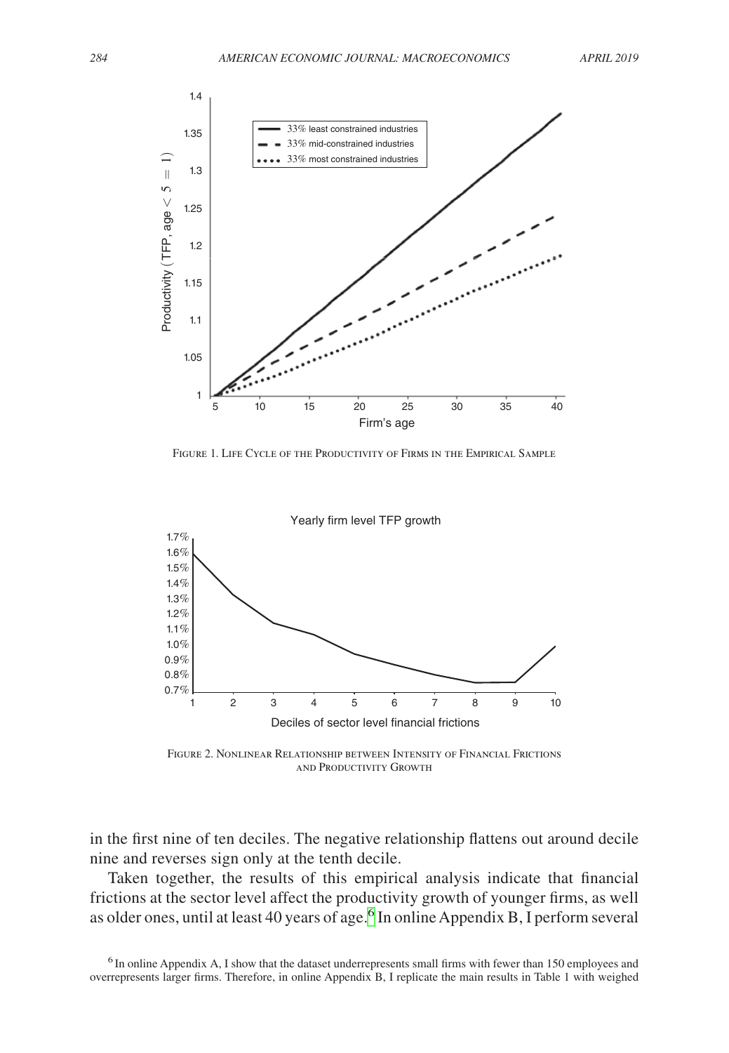Figure 1. Life Cycle of the Productivity of Firms in the Empirical Sample

Figure 2. Nonlinear Relationship between Intensity of Financial Frictions and Productivity Growth

in the first nine of ten deciles. The negative relationship flattens out around decile nine and reverses sign only at the tenth decile.

Taken together, the results of this empirical analysis indicate that financial frictions at the sector level affect the productivity growth of younger firms, as well as older ones, until at least 40 years of age.[6] In online Appendix B, I perform several

[6] In online Appendix A, I show that the dataset underrepresents small firms with fewer than 150 employees and overrepresents larger firms. Therefore, in online Appendix B, I replicate the main results in Table 1 with weighed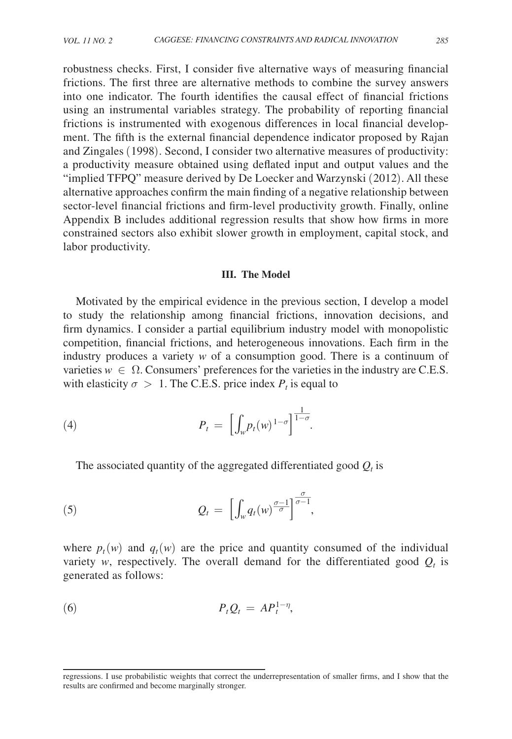robustness checks. First, I consider five alternative ways of measuring financial frictions. The first three are alternative methods to combine the survey answers into one indicator. The fourth identifies the causal effect of financial frictions using an instrumental variables strategy. The probability of reporting financial frictions is instrumented with exogenous differences in local financial development. The fifth is the external financial dependence indicator proposed by Rajan and Zingales (1998). Second, I consider two alternative measures of productivity: a productivity measure obtained using deflated input and output values and the "implied TFPQ" measure derived by De Loecker and Warzynski (2012). All these alternative approaches confirm the main finding of a negative relationship between sector-level financial frictions and firm-level productivity growth. Finally, online Appendix B includes additional regression results that show how firms in more constrained sectors also exhibit slower growth in employment, capital stock, and labor productivity.

## III. The Model

Motivated by the empirical evidence in the previous section, I develop a model to study the relationship among financial frictions, innovation decisions, and firm dynamics. I consider a partial equilibrium industry model with monopolistic competition, financial frictions, and heterogeneous innovations. Each firm in the industry produces a variety $w$ of a consumption good. There is a continuum of varieties $w \in \Omega$. Consumers' preferences for the varieties in the industry are C.E.S. with elasticity $\sigma > 1$. The C.E.S. price index $P_t$ is equal to

$$P_t = \left[ \int_w p_t(w)^{1-\sigma} \right]^{\frac{1}{1-\sigma}}. \tag{4}$$

The associated quantity of the aggregated differentiated good $Q_t$ is

$$Q_t = \left[ \int_w q_t(w)^{\frac{\sigma-1}{\sigma}} \right]^{\frac{\sigma}{\sigma-1}}, \tag{5}$$

where $p_t(w)$ and $q_t(w)$ are the price and quantity consumed of the individual variety $w$, respectively. The overall demand for the differentiated good $Q_t$ is generated as follows:

$$P_t Q_t = A P_t^{1-\eta}, \tag{6}$$

regressions. I use probabilistic weights that correct the underrepresentation of smaller firms, and I show that the results are confirmed and become marginally stronger.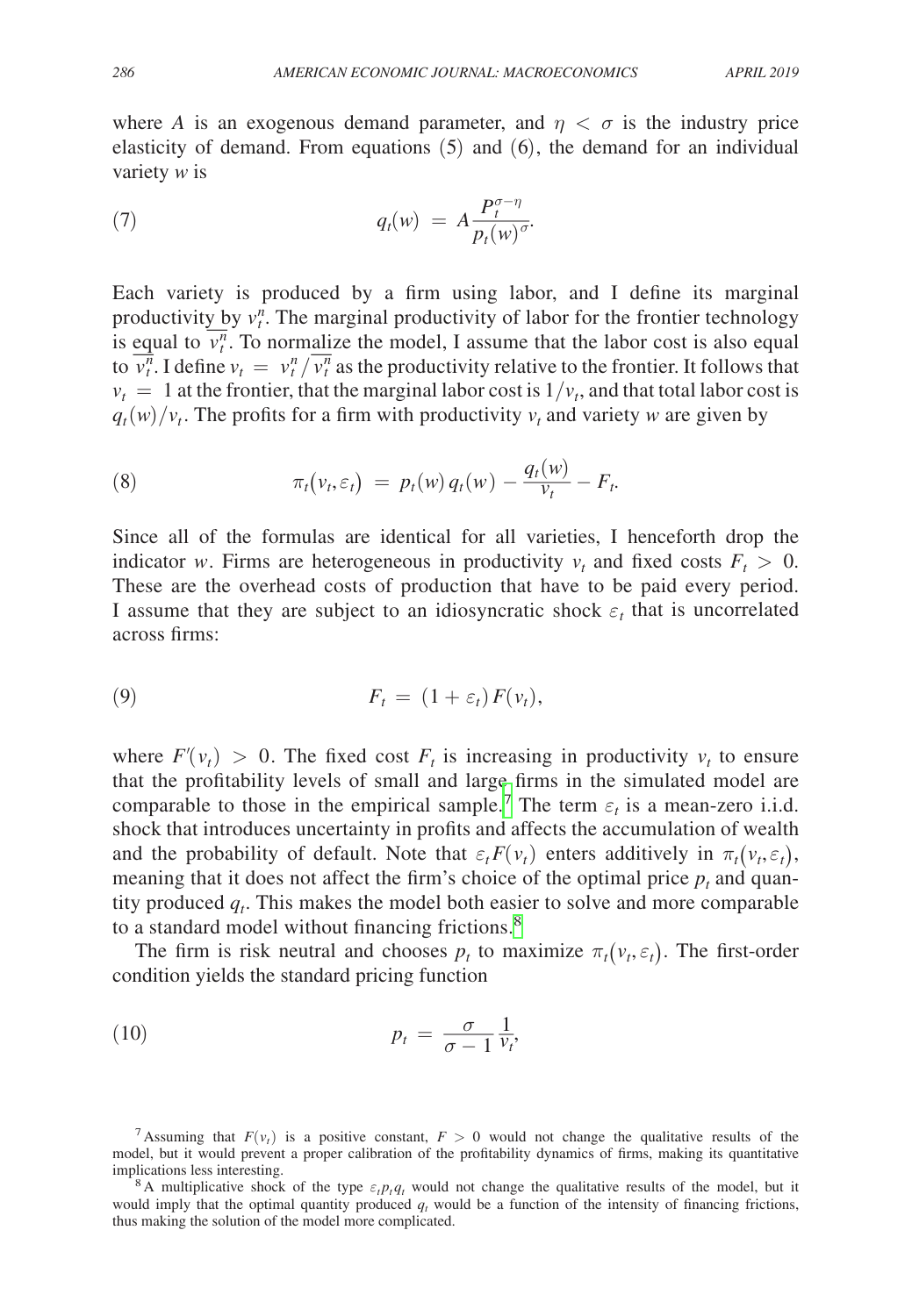where $A$ is an exogenous demand parameter, and $\eta < \sigma$ is the industry price elasticity of demand. From equations (5) and (6), the demand for an individual variety $w$ is

$$(7) \qquad q_t(w) = A \frac{P_t^{\sigma-\eta}}{p_t(w)^{\sigma}}.$$

Each variety is produced by a firm using labor, and I define its marginal productivity by $v_t^n$. The marginal productivity of labor for the frontier technology is equal to $\overline{v_t^n}$. To normalize the model, I assume that the labor cost is also equal to $\overline{v_t^n}$. I define $v_t = v_t^n / \overline{v_t^n}$ as the productivity relative to the frontier. It follows that $v_t = 1$ at the frontier, that the marginal labor cost is $1/v_t$, and that total labor cost is $q_t(w)/v_t$. The profits for a firm with productivity $v_t$ and variety $w$ are given by

$$(8) \qquad \pi_t(v_t, \varepsilon_t) = p_t(w)\, q_t(w) - \frac{q_t(w)}{v_t} - F_t.$$

Since all of the formulas are identical for all varieties, I henceforth drop the indicator $w$. Firms are heterogeneous in productivity $v_t$ and fixed costs $F_t > 0$. These are the overhead costs of production that have to be paid every period. I assume that they are subject to an idiosyncratic shock $\varepsilon_t$ that is uncorrelated across firms:

$$(9) \qquad F_t = (1 + \varepsilon_t) F(v_t),$$

where $F'(v_t) > 0$. The fixed cost $F_t$ is increasing in productivity $v_t$ to ensure that the profitability levels of small and large firms in the simulated model are comparable to those in the empirical sample.[7] The term $\varepsilon_t$ is a mean-zero i.i.d. shock that introduces uncertainty in profits and affects the accumulation of wealth and the probability of default. Note that $\varepsilon_t F(v_t)$ enters additively in $\pi_t(v_t, \varepsilon_t)$, meaning that it does not affect the firm's choice of the optimal price $p_t$ and quantity produced $q_t$. This makes the model both easier to solve and more comparable to a standard model without financing frictions.[8]

The firm is risk neutral and chooses $p_t$ to maximize $\pi_t(v_t, \varepsilon_t)$. The first-order condition yields the standard pricing function

$$(10) \qquad p_t = \frac{\sigma}{\sigma - 1} \frac{1}{v_t},$$

[7] Assuming that $F(v_t)$ is a positive constant, $F > 0$ would not change the qualitative results of the model, but it would prevent a proper calibration of the profitability dynamics of firms, making its quantitative implications less interesting.

[8] A multiplicative shock of the type $\varepsilon_t p_t q_t$ would not change the qualitative results of the model, but it would imply that the optimal quantity produced $q_t$ would be a function of the intensity of financing frictions, thus making the solution of the model more complicated.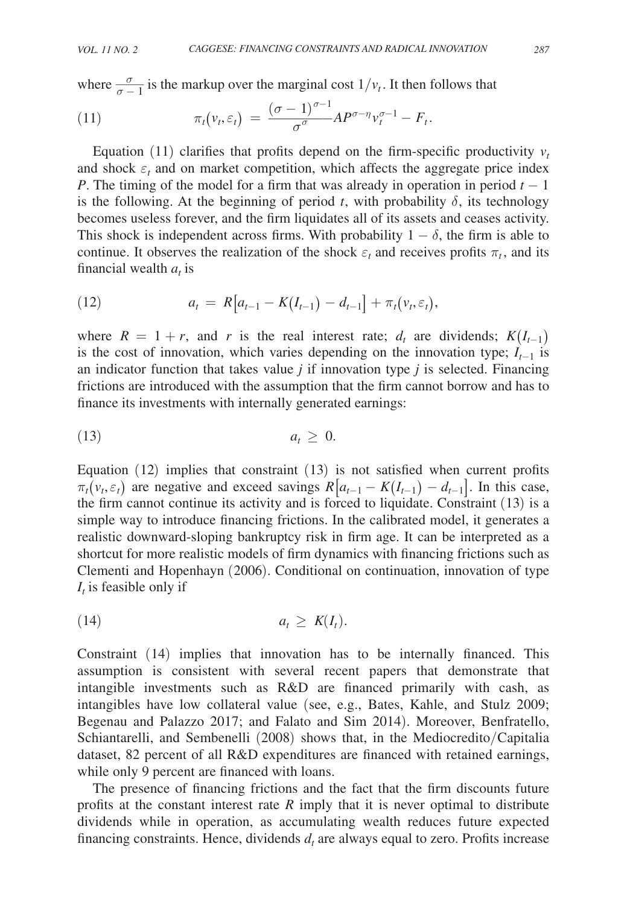where $\frac{\sigma}{\sigma - 1}$ is the markup over the marginal cost $1/v_t$. It then follows that

$$\pi_t(v_t, \varepsilon_t) = \frac{(\sigma - 1)^{\sigma - 1}}{\sigma^{\sigma}} A P^{\sigma - \eta} v_t^{\sigma - 1} - F_t. \tag{11}$$

Equation (11) clarifies that profits depend on the firm-specific productivity $v_t$ and shock $\varepsilon_t$ and on market competition, which affects the aggregate price index $P$. The timing of the model for a firm that was already in operation in period $t - 1$ is the following. At the beginning of period $t$, with probability $\delta$, its technology becomes useless forever, and the firm liquidates all of its assets and ceases activity. This shock is independent across firms. With probability $1 - \delta$, the firm is able to continue. It observes the realization of the shock $\varepsilon_t$ and receives profits $\pi_t$, and its financial wealth $a_t$ is

$$a_t = R\left[a_{t-1} - K(I_{t-1}) - d_{t-1}\right] + \pi_t(v_t, \varepsilon_t), \tag{12}$$

where $R = 1 + r$, and $r$ is the real interest rate; $d_t$ are dividends; $K(I_{t-1})$ is the cost of innovation, which varies depending on the innovation type; $I_{t-1}$ is an indicator function that takes value $j$ if innovation type $j$ is selected. Financing frictions are introduced with the assumption that the firm cannot borrow and has to finance its investments with internally generated earnings:

$$a_t \geq 0. \tag{13}$$

Equation (12) implies that constraint (13) is not satisfied when current profits $\pi_t(v_t, \varepsilon_t)$ are negative and exceed savings $R\left[a_{t-1} - K(I_{t-1}) - d_{t-1}\right]$. In this case, the firm cannot continue its activity and is forced to liquidate. Constraint (13) is a simple way to introduce financing frictions. In the calibrated model, it generates a realistic downward-sloping bankruptcy risk in firm age. It can be interpreted as a shortcut for more realistic models of firm dynamics with financing frictions such as Clementi and Hopenhayn (2006). Conditional on continuation, innovation of type $I_t$ is feasible only if

$$a_t \geq K(I_t). \tag{14}$$

Constraint (14) implies that innovation has to be internally financed. This assumption is consistent with several recent papers that demonstrate that intangible investments such as R&D are financed primarily with cash, as intangibles have low collateral value (see, e.g., Bates, Kahle, and Stulz 2009; Begenau and Palazzo 2017; and Falato and Sim 2014). Moreover, Benfratello, Schiantarelli, and Sembenelli (2008) shows that, in the Mediocredito/Capitalia dataset, 82 percent of all R&D expenditures are financed with retained earnings, while only 9 percent are financed with loans.

The presence of financing frictions and the fact that the firm discounts future profits at the constant interest rate $R$ imply that it is never optimal to distribute dividends while in operation, as accumulating wealth reduces future expected financing constraints. Hence, dividends $d_t$ are always equal to zero. Profits increase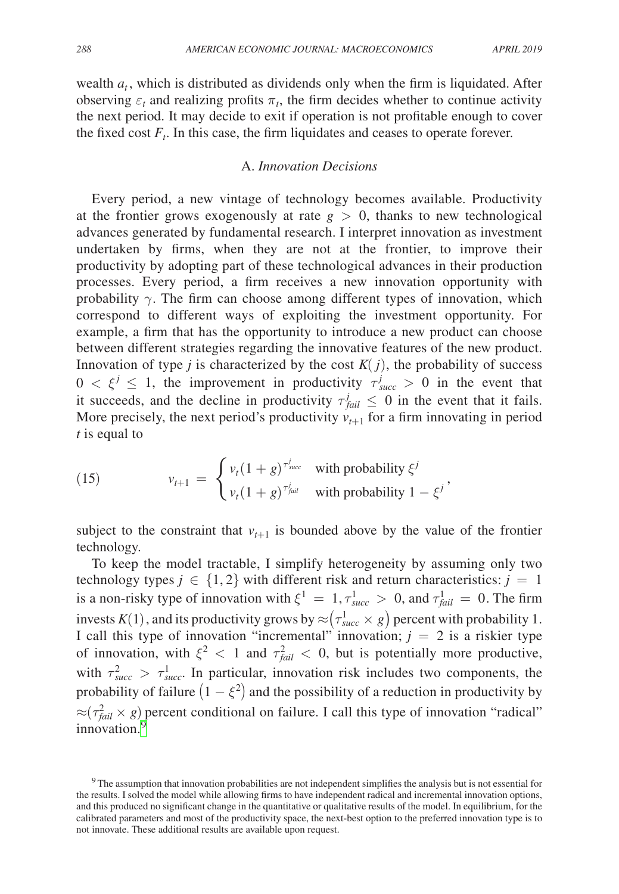wealth $a_t$, which is distributed as dividends only when the firm is liquidated. After observing $\varepsilon_t$ and realizing profits $\pi_t$, the firm decides whether to continue activity the next period. It may decide to exit if operation is not profitable enough to cover the fixed cost $F_t$. In this case, the firm liquidates and ceases to operate forever.

### A. *Innovation Decisions*

Every period, a new vintage of technology becomes available. Productivity at the frontier grows exogenously at rate $g > 0$, thanks to new technological advances generated by fundamental research. I interpret innovation as investment undertaken by firms, when they are not at the frontier, to improve their productivity by adopting part of these technological advances in their production processes. Every period, a firm receives a new innovation opportunity with probability $\gamma$. The firm can choose among different types of innovation, which correspond to different ways of exploiting the investment opportunity. For example, a firm that has the opportunity to introduce a new product can choose between different strategies regarding the innovative features of the new product. Innovation of type $j$ is characterized by the cost $K(j)$, the probability of success $0 < \xi^j \leq 1$, the improvement in productivity $\tau^j_{succ} > 0$ in the event that it succeeds, and the decline in productivity $\tau^j_{fail} \leq 0$ in the event that it fails. More precisely, the next period's productivity $v_{t+1}$ for a firm innovating in period $t$ is equal to

$$
v_{t+1} = \begin{cases} v_t(1+g)^{\tau^j_{succ}} & \text{with probability } \xi^j \\ v_t(1+g)^{\tau^j_{fail}} & \text{with probability } 1-\xi^j \end{cases}, \tag{15}
$$

subject to the constraint that $v_{t+1}$ is bounded above by the value of the frontier technology.

To keep the model tractable, I simplify heterogeneity by assuming only two technology types $j \in \{1,2\}$ with different risk and return characteristics: $j = 1$ is a non-risky type of innovation with $\xi^1 = 1, \tau^1_{succ} > 0$, and $\tau^1_{fail} = 0$. The firm invests $K(1)$, and its productivity grows by $\approx(\tau^1_{succ} \times g)$ percent with probability 1. I call this type of innovation "incremental" innovation; $j = 2$ is a riskier type of innovation, with $\xi^2 < 1$ and $\tau^2_{fail} < 0$, but is potentially more productive, with $\tau^2_{succ} > \tau^1_{succ}$. In particular, innovation risk includes two components, the probability of failure $(1-\xi^2)$ and the possibility of a reduction in productivity by $\approx(\tau^2_{fail} \times g)$ percent conditional on failure. I call this type of innovation "radical" innovation.[9]

[9] The assumption that innovation probabilities are not independent simplifies the analysis but is not essential for the results. I solved the model while allowing firms to have independent radical and incremental innovation options, and this produced no significant change in the quantitative or qualitative results of the model. In equilibrium, for the calibrated parameters and most of the productivity space, the next-best option to the preferred innovation type is to not innovate. These additional results are available upon request.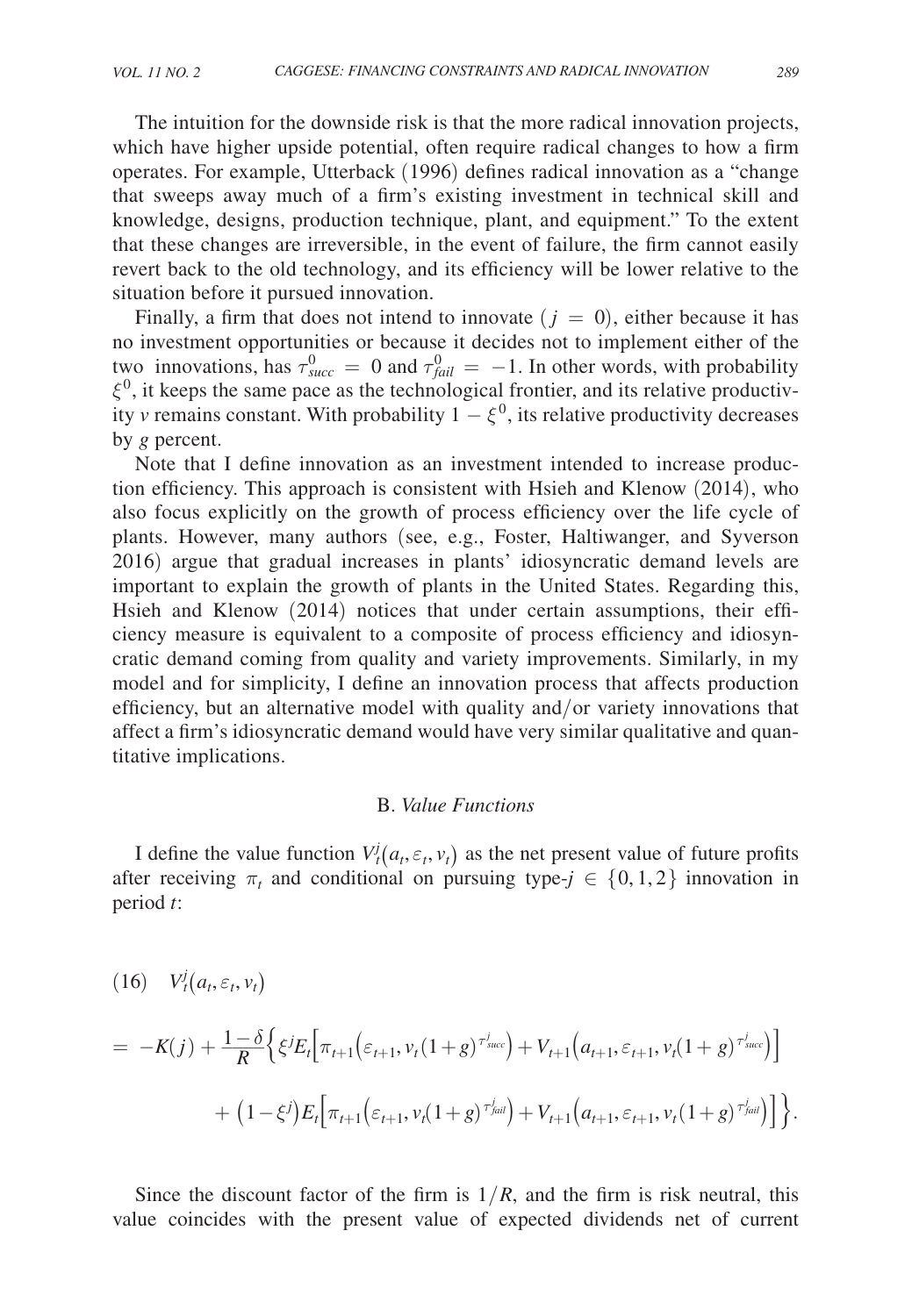The intuition for the downside risk is that the more radical innovation projects, which have higher upside potential, often require radical changes to how a firm operates. For example, Utterback (1996) defines radical innovation as a "change that sweeps away much of a firm's existing investment in technical skill and knowledge, designs, production technique, plant, and equipment." To the extent that these changes are irreversible, in the event of failure, the firm cannot easily revert back to the old technology, and its efficiency will be lower relative to the situation before it pursued innovation.

Finally, a firm that does not intend to innovate ($j = 0$), either because it has no investment opportunities or because it decides not to implement either of the two innovations, has $\tau^0_{succ} = 0$ and $\tau^0_{fail} = -1$. In other words, with probability $\xi^0$, it keeps the same pace as the technological frontier, and its relative productivity $v$ remains constant. With probability $1 - \xi^0$, its relative productivity decreases by $g$ percent.

Note that I define innovation as an investment intended to increase production efficiency. This approach is consistent with Hsieh and Klenow (2014), who also focus explicitly on the growth of process efficiency over the life cycle of plants. However, many authors (see, e.g., Foster, Haltiwanger, and Syverson 2016) argue that gradual increases in plants' idiosyncratic demand levels are important to explain the growth of plants in the United States. Regarding this, Hsieh and Klenow (2014) notices that under certain assumptions, their efficiency measure is equivalent to a composite of process efficiency and idiosyncratic demand coming from quality and variety improvements. Similarly, in my model and for simplicity, I define an innovation process that affects production efficiency, but an alternative model with quality and/or variety innovations that affect a firm's idiosyncratic demand would have very similar qualitative and quantitative implications.

## B. *Value Functions*

I define the value function $V^j_t(a_t, \varepsilon_t, v_t)$ as the net present value of future profits after receiving $\pi_t$ and conditional on pursuing type-$j \in \{0, 1, 2\}$ innovation in period $t$:

$$(16) \quad V^j_t(a_t, \varepsilon_t, v_t)$$

$$= -K(j) + \frac{1-\delta}{R}\Big\{\xi^j E_t\Big[\pi_{t+1}\Big(\varepsilon_{t+1}, v_t(1+g)^{\tau^j_{succ}}\Big) + V_{t+1}\Big(a_{t+1}, \varepsilon_{t+1}, v_t(1+g)^{\tau^j_{succ}}\Big)\Big]$$

$$+ \big(1-\xi^j\big)E_t\Big[\pi_{t+1}\Big(\varepsilon_{t+1}, v_t(1+g)^{\tau^j_{fail}}\Big) + V_{t+1}\Big(a_{t+1}, \varepsilon_{t+1}, v_t(1+g)^{\tau^j_{fail}}\Big)\Big]\Big\}.$$

Since the discount factor of the firm is $1/R$, and the firm is risk neutral, this value coincides with the present value of expected dividends net of current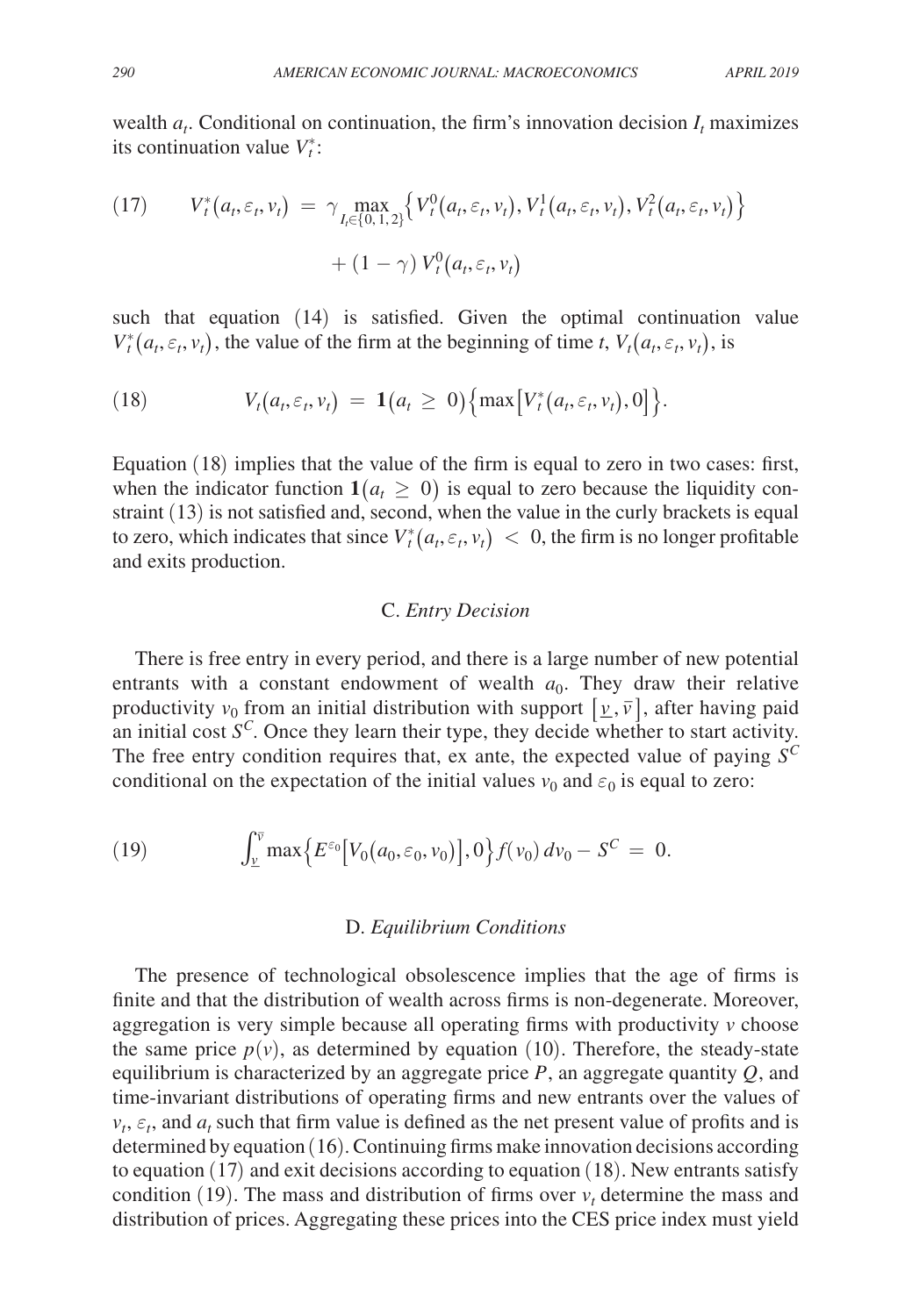wealth $a_t$. Conditional on continuation, the firm's innovation decision $I_t$ maximizes its continuation value $V_t^*$:

$$V_t^*(a_t, \varepsilon_t, v_t) = \gamma \max_{I_t \in \{0,1,2\}} \left\{ V_t^0(a_t, \varepsilon_t, v_t), V_t^1(a_t, \varepsilon_t, v_t), V_t^2(a_t, \varepsilon_t, v_t) \right\} + (1 - \gamma) V_t^0(a_t, \varepsilon_t, v_t) \tag{17}$$

such that equation (14) is satisfied. Given the optimal continuation value $V_t^*(a_t, \varepsilon_t, v_t)$, the value of the firm at the beginning of time $t$, $V_t(a_t, \varepsilon_t, v_t)$, is

$$V_t(a_t, \varepsilon_t, v_t) = \mathbf{1}(a_t \geq 0) \left\{ \max\left[ V_t^*(a_t, \varepsilon_t, v_t), 0 \right] \right\}. \tag{18}$$

Equation (18) implies that the value of the firm is equal to zero in two cases: first, when the indicator function $\mathbf{1}(a_t \geq 0)$ is equal to zero because the liquidity constraint (13) is not satisfied and, second, when the value in the curly brackets is equal to zero, which indicates that since $V_t^*(a_t, \varepsilon_t, v_t) < 0$, the firm is no longer profitable and exits production.

### C. *Entry Decision*

There is free entry in every period, and there is a large number of new potential entrants with a constant endowment of wealth $a_0$. They draw their relative productivity $v_0$ from an initial distribution with support $[\underline{v}, \overline{v}]$, after having paid an initial cost $S^C$. Once they learn their type, they decide whether to start activity. The free entry condition requires that, ex ante, the expected value of paying $S^C$ conditional on the expectation of the initial values $v_0$ and $\varepsilon_0$ is equal to zero:

$$\int_{\underline{v}}^{\overline{v}} \max\left\{ E^{\varepsilon_0}\left[ V_0(a_0, \varepsilon_0, v_0) \right], 0 \right\} f(v_0)\, dv_0 - S^C = 0. \tag{19}$$

### D. *Equilibrium Conditions*

The presence of technological obsolescence implies that the age of firms is finite and that the distribution of wealth across firms is non-degenerate. Moreover, aggregation is very simple because all operating firms with productivity $v$ choose the same price $p(v)$, as determined by equation (10). Therefore, the steady-state equilibrium is characterized by an aggregate price $P$, an aggregate quantity $Q$, and time-invariant distributions of operating firms and new entrants over the values of $v_t$, $\varepsilon_t$, and $a_t$ such that firm value is defined as the net present value of profits and is determined by equation (16). Continuing firms make innovation decisions according to equation (17) and exit decisions according to equation (18). New entrants satisfy condition (19). The mass and distribution of firms over $v_t$ determine the mass and distribution of prices. Aggregating these prices into the CES price index must yield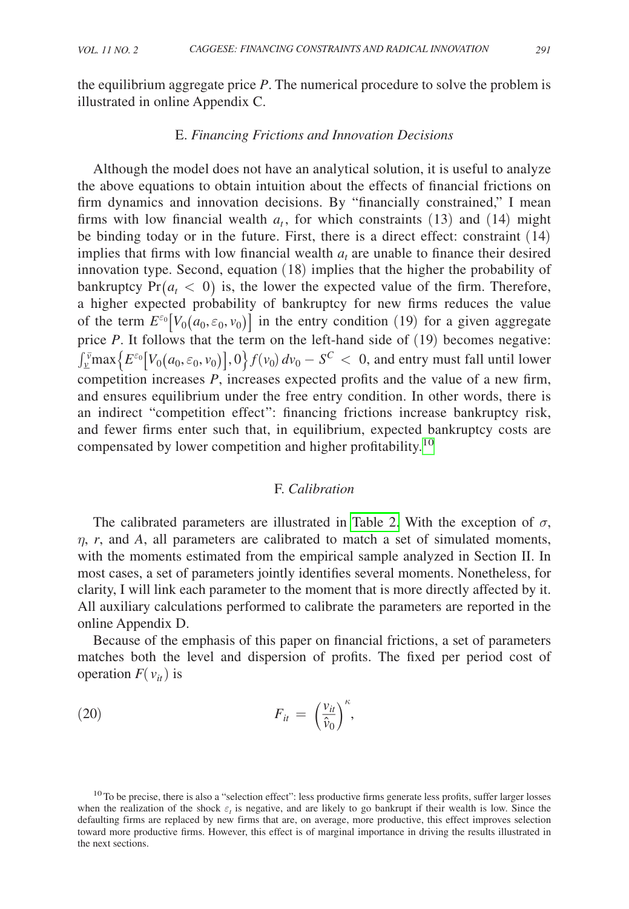the equilibrium aggregate price $P$. The numerical procedure to solve the problem is illustrated in online Appendix C.

### E. *Financing Frictions and Innovation Decisions*

Although the model does not have an analytical solution, it is useful to analyze the above equations to obtain intuition about the effects of financial frictions on firm dynamics and innovation decisions. By "financially constrained," I mean firms with low financial wealth $a_t$, for which constraints (13) and (14) might be binding today or in the future. First, there is a direct effect: constraint (14) implies that firms with low financial wealth $a_t$ are unable to finance their desired innovation type. Second, equation (18) implies that the higher the probability of bankruptcy $\Pr(a_t < 0)$ is, the lower the expected value of the firm. Therefore, a higher expected probability of bankruptcy for new firms reduces the value of the term $E^{\varepsilon_0}\left[V_0(a_0, \varepsilon_0, v_0)\right]$ in the entry condition (19) for a given aggregate price $P$. It follows that the term on the left-hand side of (19) becomes negative: $\int_{\underline{v}}^{\bar{v}} \max\left\{E^{\varepsilon_0}\left[V_0(a_0, \varepsilon_0, v_0)\right], 0\right\} f(v_0)\, dv_0 - S^C < 0$, and entry must fall until lower competition increases $P$, increases expected profits and the value of a new firm, and ensures equilibrium under the free entry condition. In other words, there is an indirect "competition effect": financing frictions increase bankruptcy risk, and fewer firms enter such that, in equilibrium, expected bankruptcy costs are compensated by lower competition and higher profitability.[10]

### F. *Calibration*

The calibrated parameters are illustrated in Table 2. With the exception of $\sigma$, $\eta$, $r$, and $A$, all parameters are calibrated to match a set of simulated moments, with the moments estimated from the empirical sample analyzed in Section II. In most cases, a set of parameters jointly identifies several moments. Nonetheless, for clarity, I will link each parameter to the moment that is more directly affected by it. All auxiliary calculations performed to calibrate the parameters are reported in the online Appendix D.

Because of the emphasis of this paper on financial frictions, a set of parameters matches both the level and dispersion of profits. The fixed per period cost of operation $F(v_{it})$ is

$$F_{it} = \left(\frac{v_{it}}{\hat{v}_0}\right)^{\kappa}, \tag{20}$$

[10] To be precise, there is also a "selection effect": less productive firms generate less profits, suffer larger losses when the realization of the shock $\varepsilon_t$ is negative, and are likely to go bankrupt if their wealth is low. Since the defaulting firms are replaced by new firms that are, on average, more productive, this effect improves selection toward more productive firms. However, this effect is of marginal importance in driving the results illustrated in the next sections.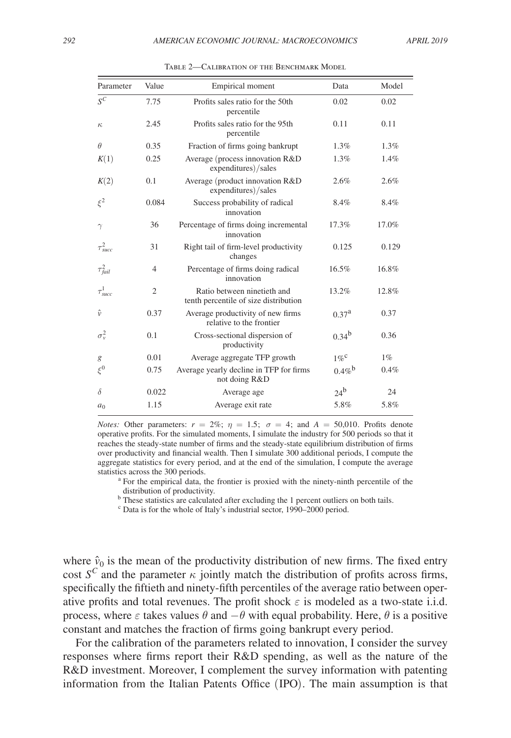Table 2—Calibration of the Benchmark Model

| Parameter | Value | Empirical moment | Data | Model |
|---|---|---|---|---|
| $S^C$ | 7.75 | Profits sales ratio for the 50th percentile | 0.02 | 0.02 |
| $\kappa$ | 2.45 | Profits sales ratio for the 95th percentile | 0.11 | 0.11 |
| $\theta$ | 0.35 | Fraction of firms going bankrupt | 1.3% | 1.3% |
| $K(1)$ | 0.25 | Average (process innovation R&D expenditures)/sales | 1.3% | 1.4% |
| $K(2)$ | 0.1 | Average (product innovation R&D expenditures)/sales | 2.6% | 2.6% |
| $\xi^2$ | 0.084 | Success probability of radical innovation | 8.4% | 8.4% |
| $\gamma$ | 36 | Percentage of firms doing incremental innovation | 17.3% | 17.0% |
| $\tau^2_{succ}$ | 31 | Right tail of firm-level productivity changes | 0.125 | 0.129 |
| $\tau^2_{fail}$ | 4 | Percentage of firms doing radical innovation | 16.5% | 16.8% |
| $\tau^1_{succ}$ | 2 | Ratio between ninetieth and tenth percentile of size distribution | 13.2% | 12.8% |
| $\hat{v}$ | 0.37 | Average productivity of new firms relative to the frontier | 0.37[a] | 0.37 |
| $\sigma^2_v$ | 0.1 | Cross-sectional dispersion of productivity | 0.34[b] | 0.36 |
| $g$ | 0.01 | Average aggregate TFP growth | 1%[c] | 1% |
| $\xi^0$ | 0.75 | Average yearly decline in TFP for firms not doing R&D | 0.4%[b] | 0.4% |
| $\delta$ | 0.022 | Average age | 24[b] | 24 |
| $a_0$ | 1.15 | Average exit rate | 5.8% | 5.8% |

*Notes:* Other parameters: $r = 2\%$; $\eta = 1.5$; $\sigma = 4$; and $A = 50{,}010$. Profits denote operative profits. For the simulated moments, I simulate the industry for 500 periods so that it reaches the steady-state number of firms and the steady-state equilibrium distribution of firms over productivity and financial wealth. Then I simulate 300 additional periods, I compute the aggregate statistics for every period, and at the end of the simulation, I compute the average statistics across the 300 periods.

[a] For the empirical data, the frontier is proxied with the ninety-ninth percentile of the distribution of productivity.

[b] These statistics are calculated after excluding the 1 percent outliers on both tails.

[c] Data is for the whole of Italy's industrial sector, 1990–2000 period.

where $\hat{v}_0$ is the mean of the productivity distribution of new firms. The fixed entry cost $S^C$ and the parameter $\kappa$ jointly match the distribution of profits across firms, specifically the fiftieth and ninety-fifth percentiles of the average ratio between operative profits and total revenues. The profit shock $\varepsilon$ is modeled as a two-state i.i.d. process, where $\varepsilon$ takes values $\theta$ and $-\theta$ with equal probability. Here, $\theta$ is a positive constant and matches the fraction of firms going bankrupt every period.

For the calibration of the parameters related to innovation, I consider the survey responses where firms report their R&D spending, as well as the nature of the R&D investment. Moreover, I complement the survey information with patenting information from the Italian Patents Office (IPO). The main assumption is that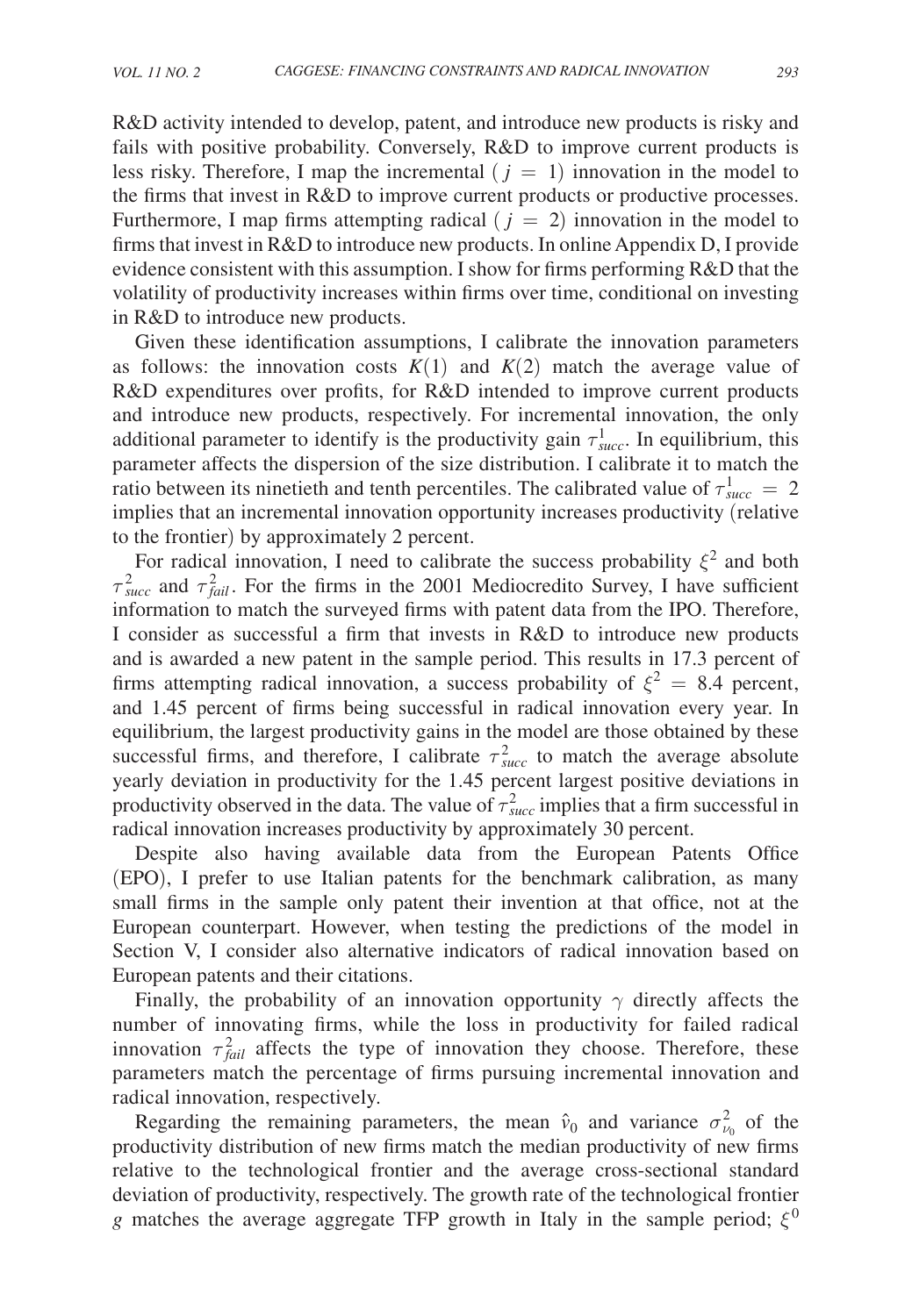R&D activity intended to develop, patent, and introduce new products is risky and fails with positive probability. Conversely, R&D to improve current products is less risky. Therefore, I map the incremental ( $j = 1$) innovation in the model to the firms that invest in R&D to improve current products or productive processes. Furthermore, I map firms attempting radical ( $j = 2$) innovation in the model to firms that invest in R&D to introduce new products. In online Appendix D, I provide evidence consistent with this assumption. I show for firms performing R&D that the volatility of productivity increases within firms over time, conditional on investing in R&D to introduce new products.

Given these identification assumptions, I calibrate the innovation parameters as follows: the innovation costs $K(1)$ and $K(2)$ match the average value of R&D expenditures over profits, for R&D intended to improve current products and introduce new products, respectively. For incremental innovation, the only additional parameter to identify is the productivity gain $\tau^1_{succ}$. In equilibrium, this parameter affects the dispersion of the size distribution. I calibrate it to match the ratio between its ninetieth and tenth percentiles. The calibrated value of $\tau^1_{succ} = 2$ implies that an incremental innovation opportunity increases productivity (relative to the frontier) by approximately 2 percent.

For radical innovation, I need to calibrate the success probability $\xi^2$ and both $\tau^2_{succ}$ and $\tau^2_{fail}$. For the firms in the 2001 Mediocredito Survey, I have sufficient information to match the surveyed firms with patent data from the IPO. Therefore, I consider as successful a firm that invests in R&D to introduce new products and is awarded a new patent in the sample period. This results in 17.3 percent of firms attempting radical innovation, a success probability of $\xi^2 = 8.4$ percent, and 1.45 percent of firms being successful in radical innovation every year. In equilibrium, the largest productivity gains in the model are those obtained by these successful firms, and therefore, I calibrate $\tau^2_{succ}$ to match the average absolute yearly deviation in productivity for the 1.45 percent largest positive deviations in productivity observed in the data. The value of $\tau^2_{succ}$ implies that a firm successful in radical innovation increases productivity by approximately 30 percent.

Despite also having available data from the European Patents Office (EPO), I prefer to use Italian patents for the benchmark calibration, as many small firms in the sample only patent their invention at that office, not at the European counterpart. However, when testing the predictions of the model in Section V, I consider also alternative indicators of radical innovation based on European patents and their citations.

Finally, the probability of an innovation opportunity $\gamma$ directly affects the number of innovating firms, while the loss in productivity for failed radical innovation $\tau^2_{fail}$ affects the type of innovation they choose. Therefore, these parameters match the percentage of firms pursuing incremental innovation and radical innovation, respectively.

Regarding the remaining parameters, the mean $\hat{v}_0$ and variance $\sigma^2_{v_0}$ of the productivity distribution of new firms match the median productivity of new firms relative to the technological frontier and the average cross-sectional standard deviation of productivity, respectively. The growth rate of the technological frontier $g$ matches the average aggregate TFP growth in Italy in the sample period; $\xi^0$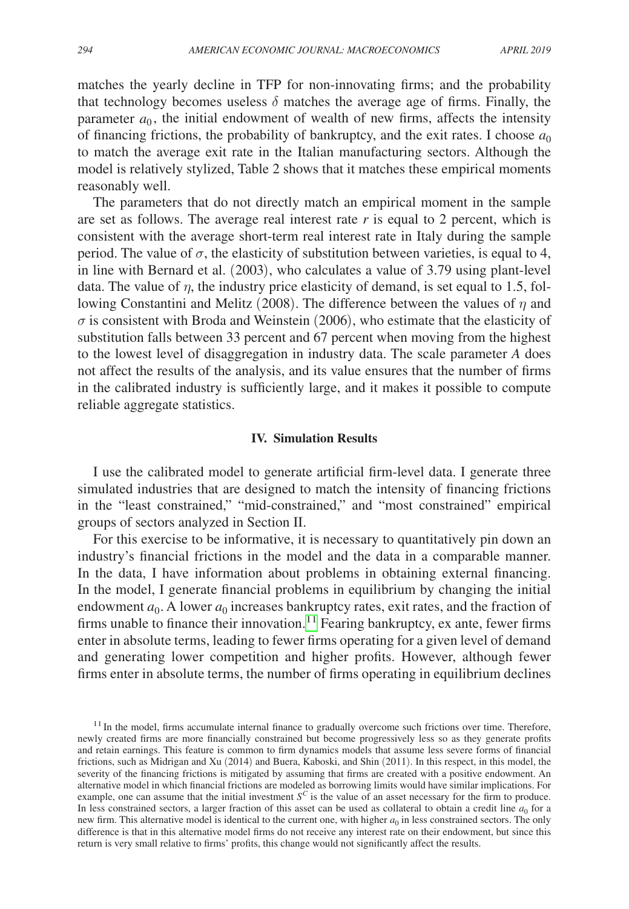matches the yearly decline in TFP for non-innovating firms; and the probability that technology becomes useless $\delta$ matches the average age of firms. Finally, the parameter $a_0$, the initial endowment of wealth of new firms, affects the intensity of financing frictions, the probability of bankruptcy, and the exit rates. I choose $a_0$ to match the average exit rate in the Italian manufacturing sectors. Although the model is relatively stylized, Table 2 shows that it matches these empirical moments reasonably well.

The parameters that do not directly match an empirical moment in the sample are set as follows. The average real interest rate $r$ is equal to 2 percent, which is consistent with the average short-term real interest rate in Italy during the sample period. The value of $\sigma$, the elasticity of substitution between varieties, is equal to 4, in line with Bernard et al. (2003), who calculates a value of 3.79 using plant-level data. The value of $\eta$, the industry price elasticity of demand, is set equal to 1.5, following Constantini and Melitz (2008). The difference between the values of $\eta$ and $\sigma$ is consistent with Broda and Weinstein (2006), who estimate that the elasticity of substitution falls between 33 percent and 67 percent when moving from the highest to the lowest level of disaggregation in industry data. The scale parameter $A$ does not affect the results of the analysis, and its value ensures that the number of firms in the calibrated industry is sufficiently large, and it makes it possible to compute reliable aggregate statistics.

## IV. Simulation Results

I use the calibrated model to generate artificial firm-level data. I generate three simulated industries that are designed to match the intensity of financing frictions in the "least constrained," "mid-constrained," and "most constrained" empirical groups of sectors analyzed in Section II.

For this exercise to be informative, it is necessary to quantitatively pin down an industry's financial frictions in the model and the data in a comparable manner. In the data, I have information about problems in obtaining external financing. In the model, I generate financial problems in equilibrium by changing the initial endowment $a_0$. A lower $a_0$ increases bankruptcy rates, exit rates, and the fraction of firms unable to finance their innovation.[11] Fearing bankruptcy, ex ante, fewer firms enter in absolute terms, leading to fewer firms operating for a given level of demand and generating lower competition and higher profits. However, although fewer firms enter in absolute terms, the number of firms operating in equilibrium declines

[11] In the model, firms accumulate internal finance to gradually overcome such frictions over time. Therefore, newly created firms are more financially constrained but become progressively less so as they generate profits and retain earnings. This feature is common to firm dynamics models that assume less severe forms of financial frictions, such as Midrigan and Xu (2014) and Buera, Kaboski, and Shin (2011). In this respect, in this model, the severity of the financing frictions is mitigated by assuming that firms are created with a positive endowment. An alternative model in which financial frictions are modeled as borrowing limits would have similar implications. For example, one can assume that the initial investment $S^C$ is the value of an asset necessary for the firm to produce. In less constrained sectors, a larger fraction of this asset can be used as collateral to obtain a credit line $a_0$ for a new firm. This alternative model is identical to the current one, with higher $a_0$ in less constrained sectors. The only difference is that in this alternative model firms do not receive any interest rate on their endowment, but since this return is very small relative to firms' profits, this change would not significantly affect the results.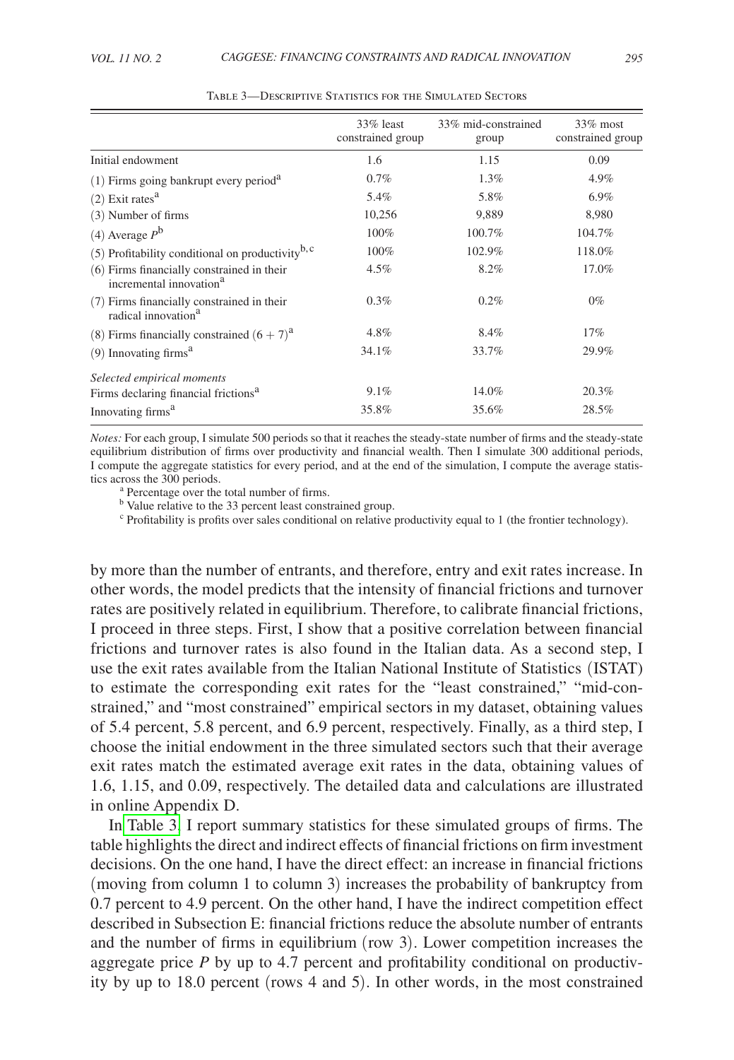Table 3—Descriptive Statistics for the Simulated Sectors

| | 33% least constrained group | 33% mid-constrained group | 33% most constrained group |
|---|---|---|---|
| Initial endowment | 1.6 | 1.15 | 0.09 |
| (1) Firms going bankrupt every period[a] | 0.7% | 1.3% | 4.9% |
| (2) Exit rates[a] | 5.4% | 5.8% | 6.9% |
| (3) Number of firms | 10,256 | 9,889 | 8,980 |
| (4) Average $P$[b] | 100% | 100.7% | 104.7% |
| (5) Profitability conditional on productivity[b,c] | 100% | 102.9% | 118.0% |
| (6) Firms financially constrained in their incremental innovation[a] | 4.5% | 8.2% | 17.0% |
| (7) Firms financially constrained in their radical innovation[a] | 0.3% | 0.2% | 0% |
| (8) Firms financially constrained $(6 + 7)$[a] | 4.8% | 8.4% | 17% |
| (9) Innovating firms[a] | 34.1% | 33.7% | 29.9% |
| *Selected empirical moments* | | | |
| Firms declaring financial frictions[a] | 9.1% | 14.0% | 20.3% |
| Innovating firms[a] | 35.8% | 35.6% | 28.5% |

*Notes:* For each group, I simulate 500 periods so that it reaches the steady-state number of firms and the steady-state equilibrium distribution of firms over productivity and financial wealth. Then I simulate 300 additional periods, I compute the aggregate statistics for every period, and at the end of the simulation, I compute the average statistics across the 300 periods.

[a] Percentage over the total number of firms.

[b] Value relative to the 33 percent least constrained group.

[c] Profitability is profits over sales conditional on relative productivity equal to 1 (the frontier technology).

by more than the number of entrants, and therefore, entry and exit rates increase. In other words, the model predicts that the intensity of financial frictions and turnover rates are positively related in equilibrium. Therefore, to calibrate financial frictions, I proceed in three steps. First, I show that a positive correlation between financial frictions and turnover rates is also found in the Italian data. As a second step, I use the exit rates available from the Italian National Institute of Statistics (ISTAT) to estimate the corresponding exit rates for the "least constrained," "mid-constrained," and "most constrained" empirical sectors in my dataset, obtaining values of 5.4 percent, 5.8 percent, and 6.9 percent, respectively. Finally, as a third step, I choose the initial endowment in the three simulated sectors such that their average exit rates match the estimated average exit rates in the data, obtaining values of 1.6, 1.15, and 0.09, respectively. The detailed data and calculations are illustrated in online Appendix D.

In Table 3, I report summary statistics for these simulated groups of firms. The table highlights the direct and indirect effects of financial frictions on firm investment decisions. On the one hand, I have the direct effect: an increase in financial frictions (moving from column 1 to column 3) increases the probability of bankruptcy from 0.7 percent to 4.9 percent. On the other hand, I have the indirect competition effect described in Subsection E: financial frictions reduce the absolute number of entrants and the number of firms in equilibrium (row 3). Lower competition increases the aggregate price $P$ by up to 4.7 percent and profitability conditional on productivity by up to 18.0 percent (rows 4 and 5). In other words, in the most constrained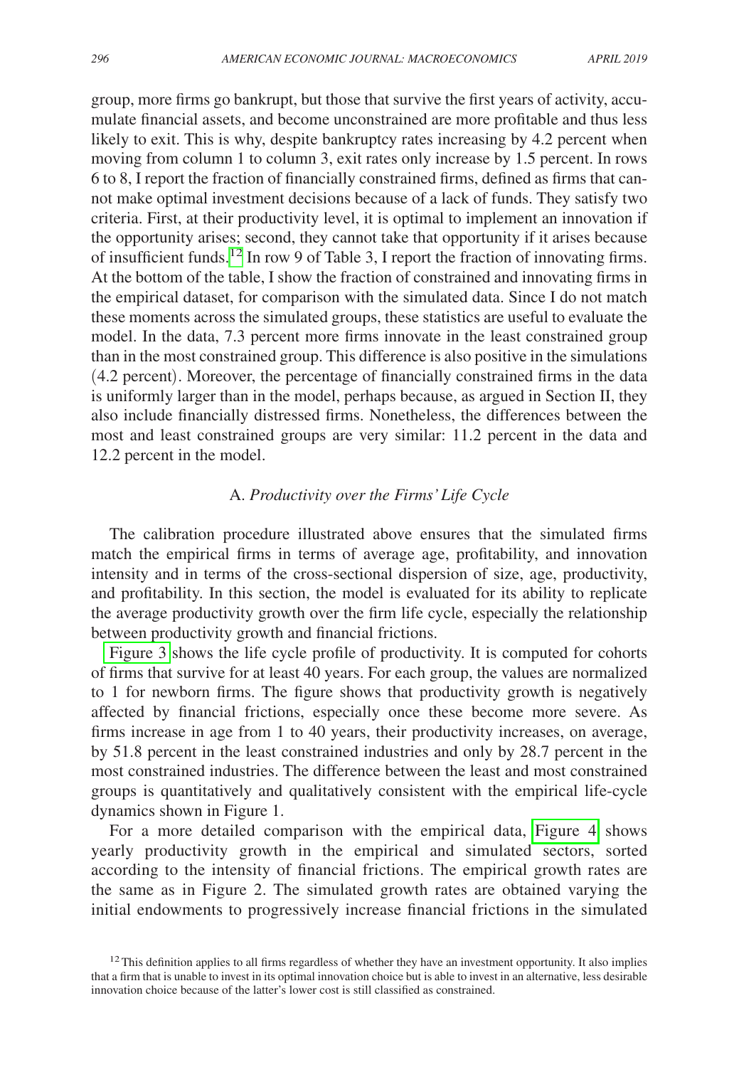group, more firms go bankrupt, but those that survive the first years of activity, accumulate financial assets, and become unconstrained are more profitable and thus less likely to exit. This is why, despite bankruptcy rates increasing by 4.2 percent when moving from column 1 to column 3, exit rates only increase by 1.5 percent. In rows 6 to 8, I report the fraction of financially constrained firms, defined as firms that cannot make optimal investment decisions because of a lack of funds. They satisfy two criteria. First, at their productivity level, it is optimal to implement an innovation if the opportunity arises; second, they cannot take that opportunity if it arises because of insufficient funds.[12] In row 9 of Table 3, I report the fraction of innovating firms. At the bottom of the table, I show the fraction of constrained and innovating firms in the empirical dataset, for comparison with the simulated data. Since I do not match these moments across the simulated groups, these statistics are useful to evaluate the model. In the data, 7.3 percent more firms innovate in the least constrained group than in the most constrained group. This difference is also positive in the simulations (4.2 percent). Moreover, the percentage of financially constrained firms in the data is uniformly larger than in the model, perhaps because, as argued in Section II, they also include financially distressed firms. Nonetheless, the differences between the most and least constrained groups are very similar: 11.2 percent in the data and 12.2 percent in the model.

### A. *Productivity over the Firms' Life Cycle*

The calibration procedure illustrated above ensures that the simulated firms match the empirical firms in terms of average age, profitability, and innovation intensity and in terms of the cross-sectional dispersion of size, age, productivity, and profitability. In this section, the model is evaluated for its ability to replicate the average productivity growth over the firm life cycle, especially the relationship between productivity growth and financial frictions.

Figure 3 shows the life cycle profile of productivity. It is computed for cohorts of firms that survive for at least 40 years. For each group, the values are normalized to 1 for newborn firms. The figure shows that productivity growth is negatively affected by financial frictions, especially once these become more severe. As firms increase in age from 1 to 40 years, their productivity increases, on average, by 51.8 percent in the least constrained industries and only by 28.7 percent in the most constrained industries. The difference between the least and most constrained groups is quantitatively and qualitatively consistent with the empirical life-cycle dynamics shown in Figure 1.

For a more detailed comparison with the empirical data, Figure 4 shows yearly productivity growth in the empirical and simulated sectors, sorted according to the intensity of financial frictions. The empirical growth rates are the same as in Figure 2. The simulated growth rates are obtained varying the initial endowments to progressively increase financial frictions in the simulated

[12] This definition applies to all firms regardless of whether they have an investment opportunity. It also implies that a firm that is unable to invest in its optimal innovation choice but is able to invest in an alternative, less desirable innovation choice because of the latter's lower cost is still classified as constrained.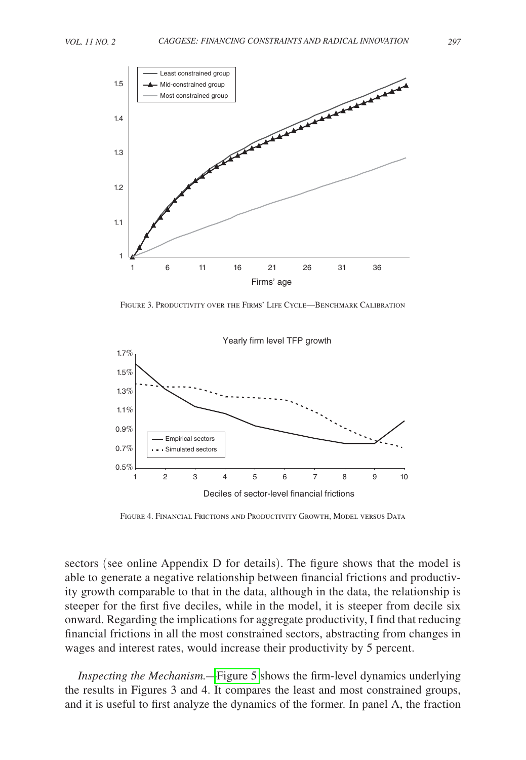Figure 3. Productivity over the Firms' Life Cycle—Benchmark Calibration

Figure 4. Financial Frictions and Productivity Growth, Model versus Data

sectors (see online Appendix D for details). The figure shows that the model is able to generate a negative relationship between financial frictions and productivity growth comparable to that in the data, although in the data, the relationship is steeper for the first five deciles, while in the model, it is steeper from decile six onward. Regarding the implications for aggregate productivity, I find that reducing financial frictions in all the most constrained sectors, abstracting from changes in wages and interest rates, would increase their productivity by 5 percent.

*Inspecting the Mechanism.*—Figure 5 shows the firm-level dynamics underlying the results in Figures 3 and 4. It compares the least and most constrained groups, and it is useful to first analyze the dynamics of the former. In panel A, the fraction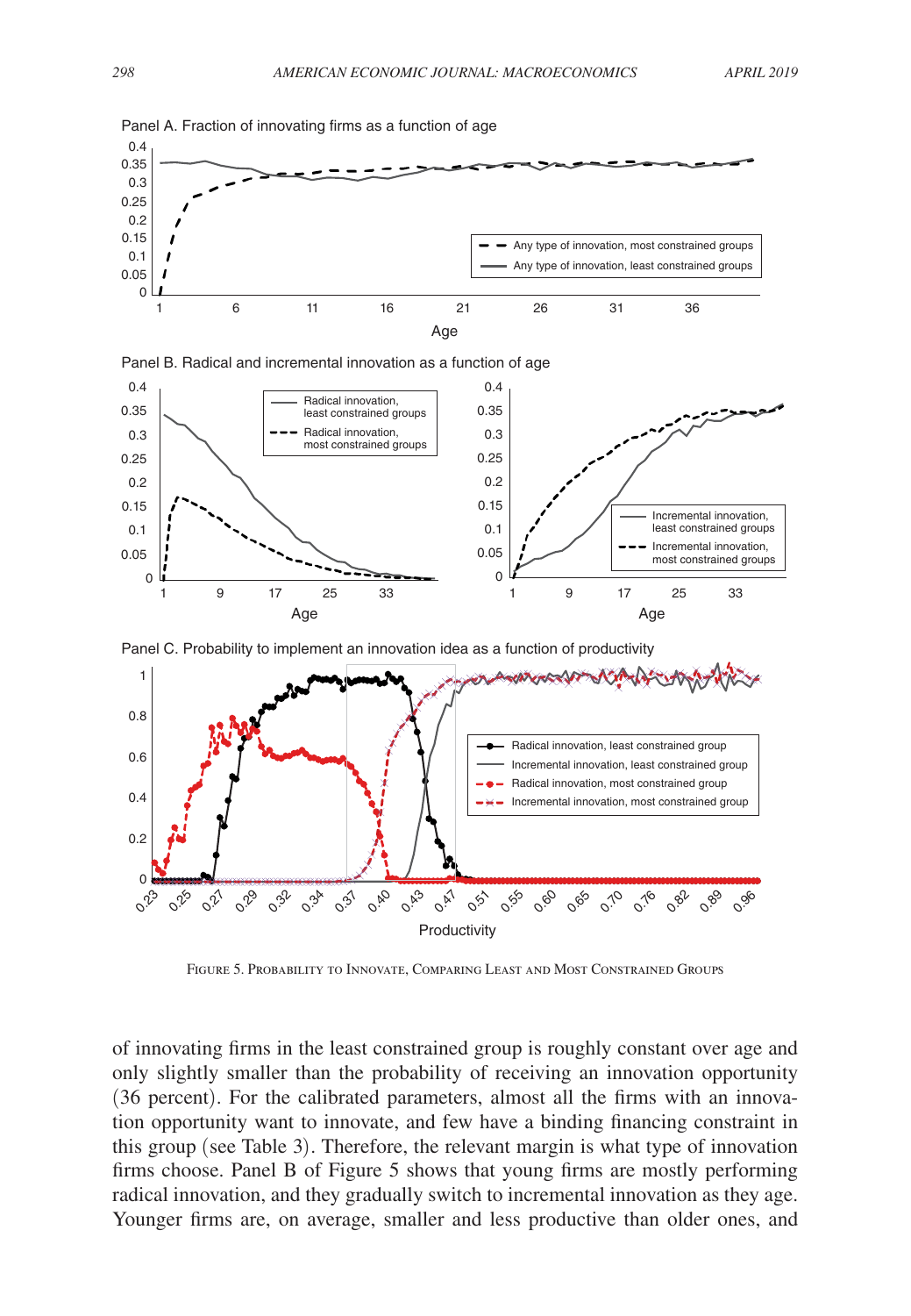Figure 5. Probability to Innovate, Comparing Least and Most Constrained Groups

of innovating firms in the least constrained group is roughly constant over age and only slightly smaller than the probability of receiving an innovation opportunity (36 percent). For the calibrated parameters, almost all the firms with an innovation opportunity want to innovate, and few have a binding financing constraint in this group (see Table 3). Therefore, the relevant margin is what type of innovation firms choose. Panel B of Figure 5 shows that young firms are mostly performing radical innovation, and they gradually switch to incremental innovation as they age. Younger firms are, on average, smaller and less productive than older ones, and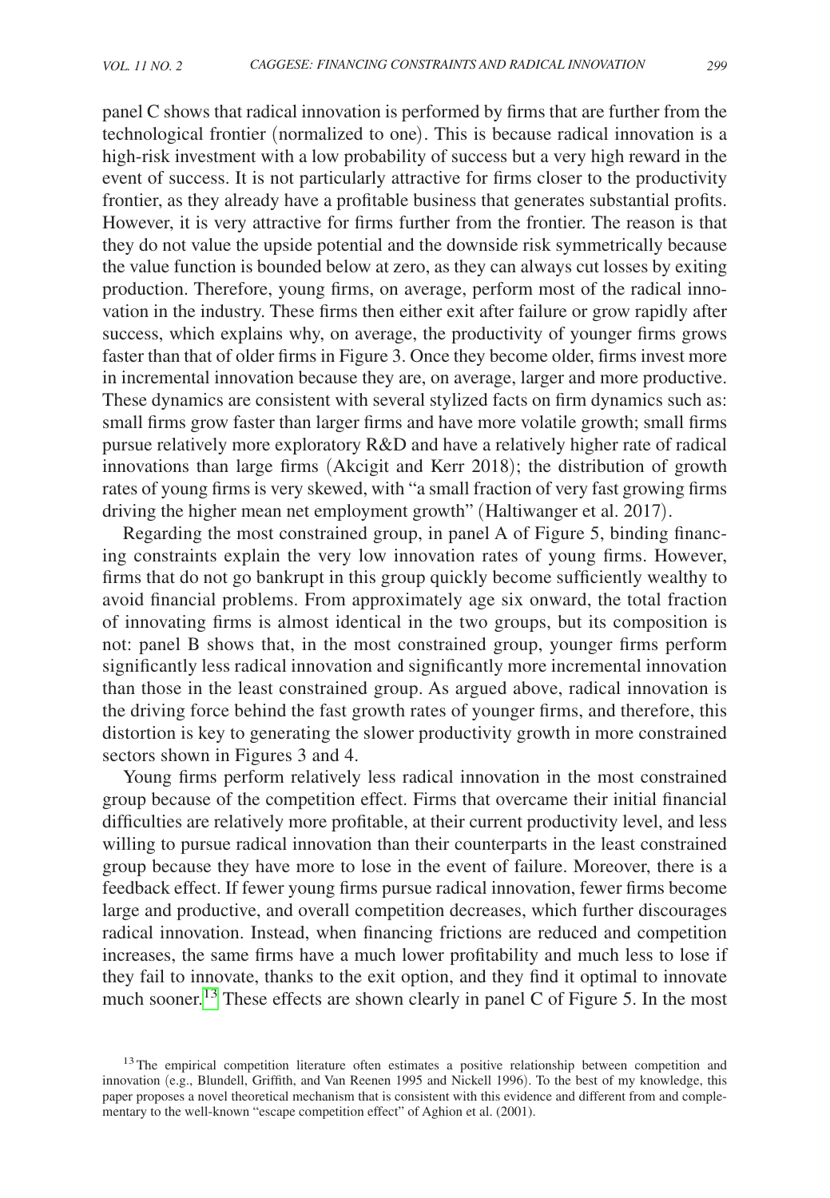panel C shows that radical innovation is performed by firms that are further from the technological frontier (normalized to one). This is because radical innovation is a high-risk investment with a low probability of success but a very high reward in the event of success. It is not particularly attractive for firms closer to the productivity frontier, as they already have a profitable business that generates substantial profits. However, it is very attractive for firms further from the frontier. The reason is that they do not value the upside potential and the downside risk symmetrically because the value function is bounded below at zero, as they can always cut losses by exiting production. Therefore, young firms, on average, perform most of the radical innovation in the industry. These firms then either exit after failure or grow rapidly after success, which explains why, on average, the productivity of younger firms grows faster than that of older firms in Figure 3. Once they become older, firms invest more in incremental innovation because they are, on average, larger and more productive. These dynamics are consistent with several stylized facts on firm dynamics such as: small firms grow faster than larger firms and have more volatile growth; small firms pursue relatively more exploratory R&D and have a relatively higher rate of radical innovations than large firms (Akcigit and Kerr 2018); the distribution of growth rates of young firms is very skewed, with "a small fraction of very fast growing firms driving the higher mean net employment growth" (Haltiwanger et al. 2017).

Regarding the most constrained group, in panel A of Figure 5, binding financing constraints explain the very low innovation rates of young firms. However, firms that do not go bankrupt in this group quickly become sufficiently wealthy to avoid financial problems. From approximately age six onward, the total fraction of innovating firms is almost identical in the two groups, but its composition is not: panel B shows that, in the most constrained group, younger firms perform significantly less radical innovation and significantly more incremental innovation than those in the least constrained group. As argued above, radical innovation is the driving force behind the fast growth rates of younger firms, and therefore, this distortion is key to generating the slower productivity growth in more constrained sectors shown in Figures 3 and 4.

Young firms perform relatively less radical innovation in the most constrained group because of the competition effect. Firms that overcame their initial financial difficulties are relatively more profitable, at their current productivity level, and less willing to pursue radical innovation than their counterparts in the least constrained group because they have more to lose in the event of failure. Moreover, there is a feedback effect. If fewer young firms pursue radical innovation, fewer firms become large and productive, and overall competition decreases, which further discourages radical innovation. Instead, when financing frictions are reduced and competition increases, the same firms have a much lower profitability and much less to lose if they fail to innovate, thanks to the exit option, and they find it optimal to innovate much sooner.[13] These effects are shown clearly in panel C of Figure 5. In the most

[13] The empirical competition literature often estimates a positive relationship between competition and innovation (e.g., Blundell, Griffith, and Van Reenen 1995 and Nickell 1996). To the best of my knowledge, this paper proposes a novel theoretical mechanism that is consistent with this evidence and different from and complementary to the well-known "escape competition effect" of Aghion et al. (2001).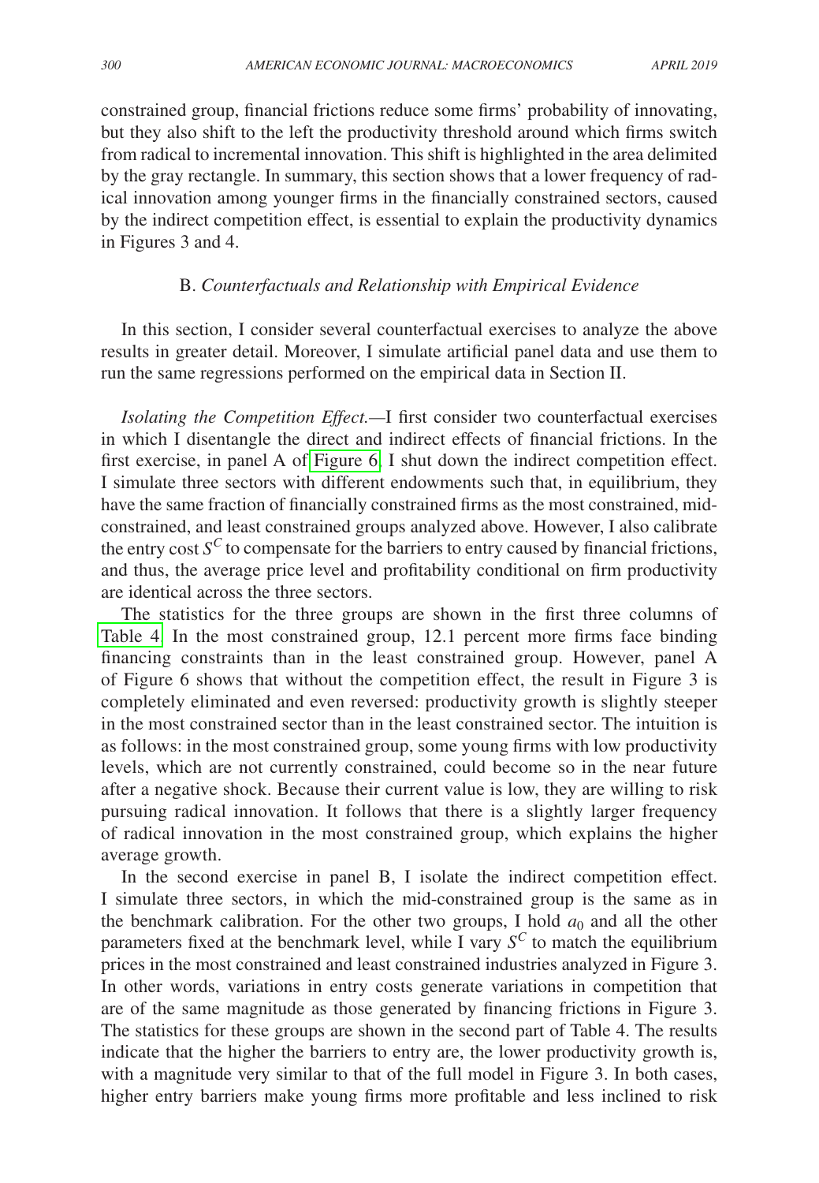constrained group, financial frictions reduce some firms' probability of innovating, but they also shift to the left the productivity threshold around which firms switch from radical to incremental innovation. This shift is highlighted in the area delimited by the gray rectangle. In summary, this section shows that a lower frequency of radical innovation among younger firms in the financially constrained sectors, caused by the indirect competition effect, is essential to explain the productivity dynamics in Figures 3 and 4.

## B. *Counterfactuals and Relationship with Empirical Evidence*

In this section, I consider several counterfactual exercises to analyze the above results in greater detail. Moreover, I simulate artificial panel data and use them to run the same regressions performed on the empirical data in Section II.

*Isolating the Competition Effect.*—I first consider two counterfactual exercises in which I disentangle the direct and indirect effects of financial frictions. In the first exercise, in panel A of Figure 6, I shut down the indirect competition effect. I simulate three sectors with different endowments such that, in equilibrium, they have the same fraction of financially constrained firms as the most constrained, mid-constrained, and least constrained groups analyzed above. However, I also calibrate the entry cost $S^C$ to compensate for the barriers to entry caused by financial frictions, and thus, the average price level and profitability conditional on firm productivity are identical across the three sectors.

The statistics for the three groups are shown in the first three columns of Table 4. In the most constrained group, 12.1 percent more firms face binding financing constraints than in the least constrained group. However, panel A of Figure 6 shows that without the competition effect, the result in Figure 3 is completely eliminated and even reversed: productivity growth is slightly steeper in the most constrained sector than in the least constrained sector. The intuition is as follows: in the most constrained group, some young firms with low productivity levels, which are not currently constrained, could become so in the near future after a negative shock. Because their current value is low, they are willing to risk pursuing radical innovation. It follows that there is a slightly larger frequency of radical innovation in the most constrained group, which explains the higher average growth.

In the second exercise in panel B, I isolate the indirect competition effect. I simulate three sectors, in which the mid-constrained group is the same as in the benchmark calibration. For the other two groups, I hold $a_0$ and all the other parameters fixed at the benchmark level, while I vary $S^C$ to match the equilibrium prices in the most constrained and least constrained industries analyzed in Figure 3. In other words, variations in entry costs generate variations in competition that are of the same magnitude as those generated by financing frictions in Figure 3. The statistics for these groups are shown in the second part of Table 4. The results indicate that the higher the barriers to entry are, the lower productivity growth is, with a magnitude very similar to that of the full model in Figure 3. In both cases, higher entry barriers make young firms more profitable and less inclined to risk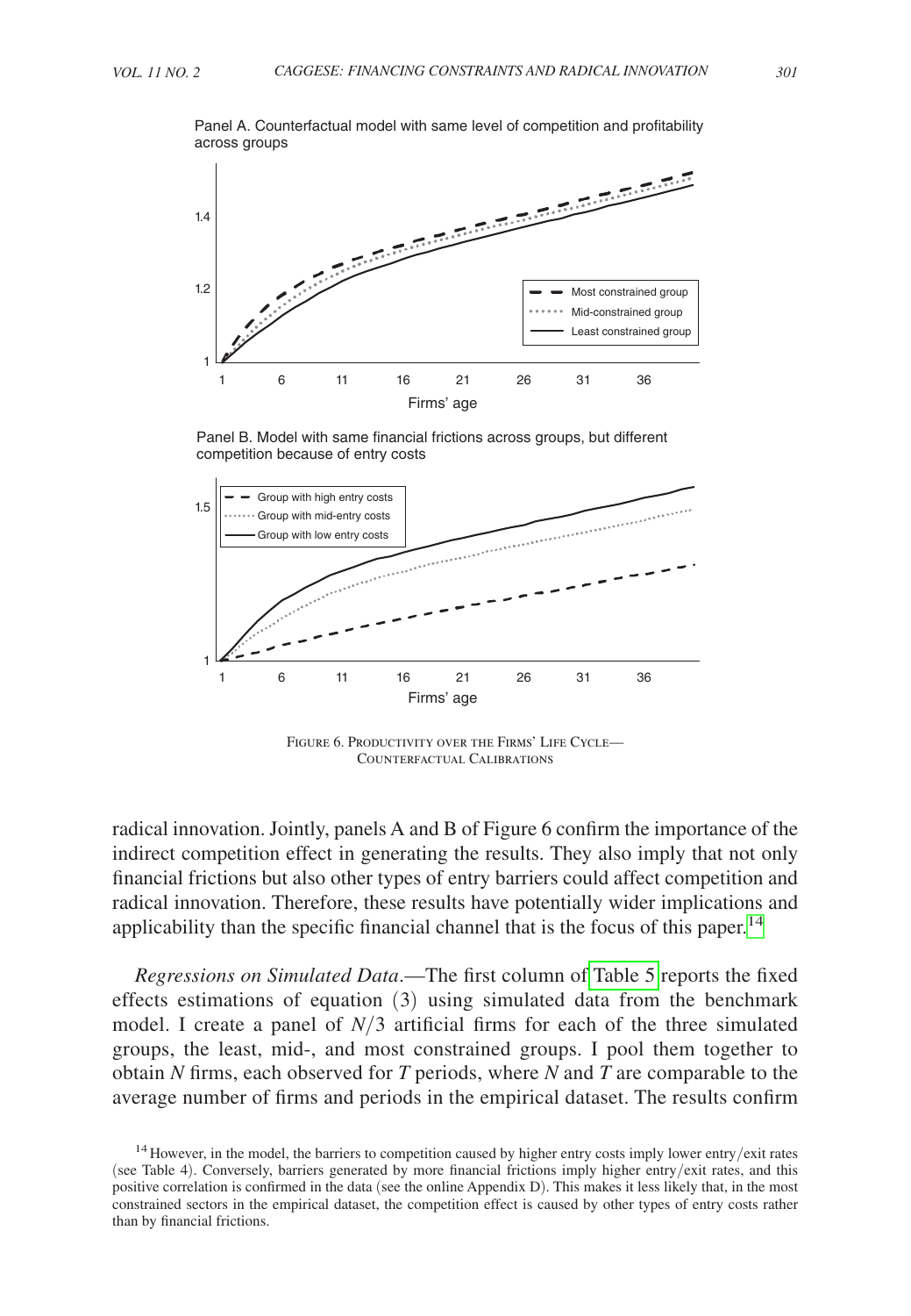Panel A. Counterfactual model with same level of competition and profitability across groups

Panel B. Model with same financial frictions across groups, but different competition because of entry costs

Figure 6. Productivity over the Firms' Life Cycle—Counterfactual Calibrations

radical innovation. Jointly, panels A and B of Figure 6 confirm the importance of the indirect competition effect in generating the results. They also imply that not only financial frictions but also other types of entry barriers could affect competition and radical innovation. Therefore, these results have potentially wider implications and applicability than the specific financial channel that is the focus of this paper.[14]

*Regressions on Simulated Data*.—The first column of Table 5 reports the fixed effects estimations of equation (3) using simulated data from the benchmark model. I create a panel of $N/3$ artificial firms for each of the three simulated groups, the least, mid-, and most constrained groups. I pool them together to obtain $N$ firms, each observed for $T$ periods, where $N$ and $T$ are comparable to the average number of firms and periods in the empirical dataset. The results confirm

[14] However, in the model, the barriers to competition caused by higher entry costs imply lower entry/exit rates (see Table 4). Conversely, barriers generated by more financial frictions imply higher entry/exit rates, and this positive correlation is confirmed in the data (see the online Appendix D). This makes it less likely that, in the most constrained sectors in the empirical dataset, the competition effect is caused by other types of entry costs rather than by financial frictions.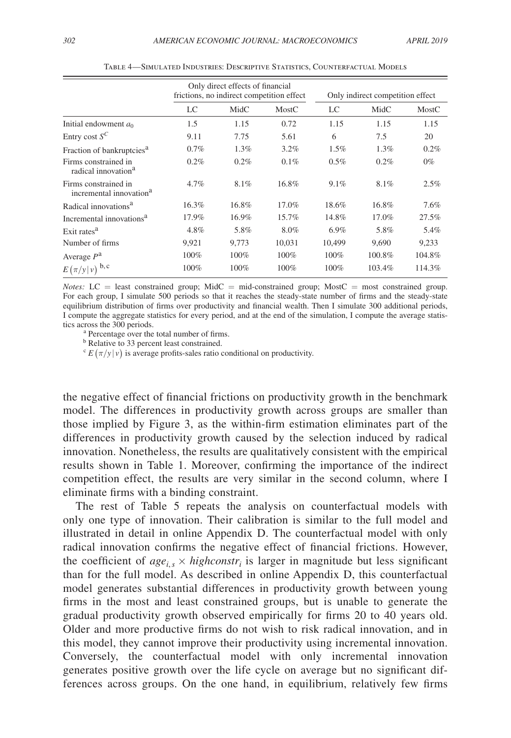Table 4—Simulated Industries: Descriptive Statistics, Counterfactual Models

| | Only direct effects of financial frictions, no indirect competition effect | | | Only indirect competition effect | | |
|---|---|---|---|---|---|---|
| | LC | MidC | MostC | LC | MidC | MostC |
| Initial endowment $a_0$ | 1.5 | 1.15 | 0.72 | 1.15 | 1.15 | 1.15 |
| Entry cost $S^C$ | 9.11 | 7.75 | 5.61 | 6 | 7.5 | 20 |
| Fraction of bankruptcies[a] | 0.7% | 1.3% | 3.2% | 1.5% | 1.3% | 0.2% |
| Firms constrained in radical innovation[a] | 0.2% | 0.2% | 0.1% | 0.5% | 0.2% | 0% |
| Firms constrained in incremental innovation[a] | 4.7% | 8.1% | 16.8% | 9.1% | 8.1% | 2.5% |
| Radical innovations[a] | 16.3% | 16.8% | 17.0% | 18.6% | 16.8% | 7.6% |
| Incremental innovations[a] | 17.9% | 16.9% | 15.7% | 14.8% | 17.0% | 27.5% |
| Exit rates[a] | 4.8% | 5.8% | 8.0% | 6.9% | 5.8% | 5.4% |
| Number of firms | 9,921 | 9,773 | 10,031 | 10,499 | 9,690 | 9,233 |
| Average $P$[a] | 100% | 100% | 100% | 100% | 100.8% | 104.8% |
| $E(\pi/y\,\vert\,v)$[b,c] | 100% | 100% | 100% | 100% | 103.4% | 114.3% |

*Notes:* LC = least constrained group; MidC = mid-constrained group; MostC = most constrained group. For each group, I simulate 500 periods so that it reaches the steady-state number of firms and the steady-state equilibrium distribution of firms over productivity and financial wealth. Then I simulate 300 additional periods, I compute the aggregate statistics for every period, and at the end of the simulation, I compute the average statistics across the 300 periods.

[a] Percentage over the total number of firms.

[b] Relative to 33 percent least constrained.

[c] $E(\pi/y\,|\,v)$ is average profits-sales ratio conditional on productivity.

the negative effect of financial frictions on productivity growth in the benchmark model. The differences in productivity growth across groups are smaller than those implied by Figure 3, as the within-firm estimation eliminates part of the differences in productivity growth caused by the selection induced by radical innovation. Nonetheless, the results are qualitatively consistent with the empirical results shown in Table 1. Moreover, confirming the importance of the indirect competition effect, the results are very similar in the second column, where I eliminate firms with a binding constraint.

The rest of Table 5 repeats the analysis on counterfactual models with only one type of innovation. Their calibration is similar to the full model and illustrated in detail in online Appendix D. The counterfactual model with only radical innovation confirms the negative effect of financial frictions. However, the coefficient of $age_{i,s} \times highconstr_i$ is larger in magnitude but less significant than for the full model. As described in online Appendix D, this counterfactual model generates substantial differences in productivity growth between young firms in the most and least constrained groups, but is unable to generate the gradual productivity growth observed empirically for firms 20 to 40 years old. Older and more productive firms do not wish to risk radical innovation, and in this model, they cannot improve their productivity using incremental innovation. Conversely, the counterfactual model with only incremental innovation generates positive growth over the life cycle on average but no significant differences across groups. On the one hand, in equilibrium, relatively few firms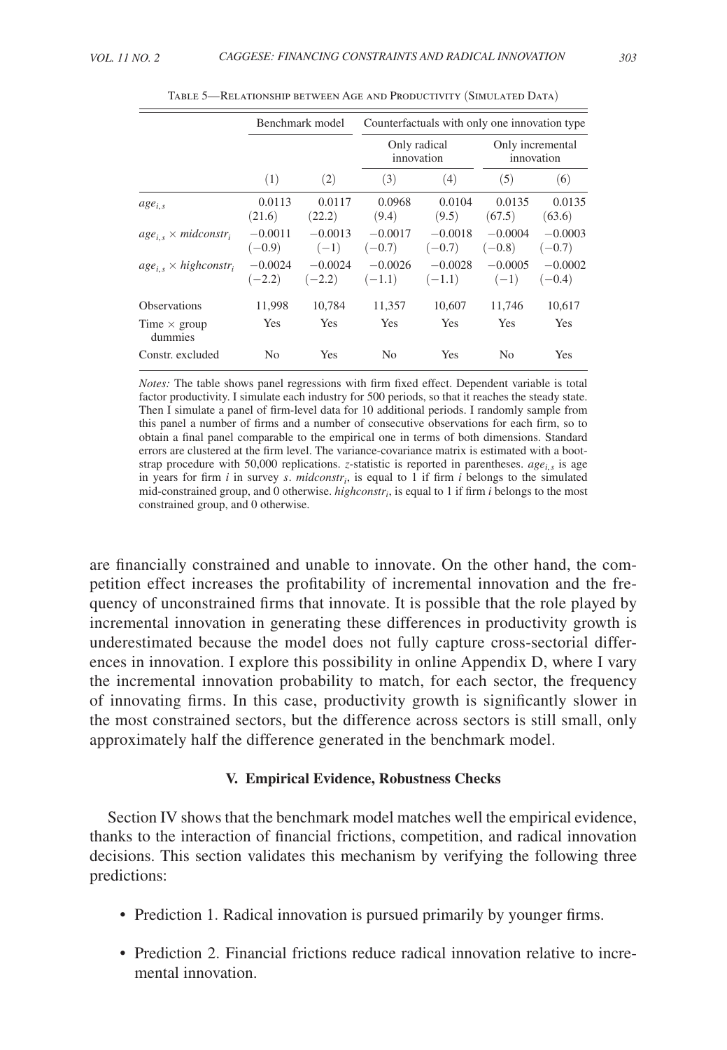Table 5—Relationship between Age and Productivity (Simulated Data)

| | Benchmark model | | Counterfactuals with only one innovation type | | | |
|---|---|---|---|---|---|---|
| | | | Only radical innovation | | Only incremental innovation | |
| | (1) | (2) | (3) | (4) | (5) | (6) |
| $age_{i,s}$ | 0.0113 | 0.0117 | 0.0968 | 0.0104 | 0.0135 | 0.0135 |
| | (21.6) | (22.2) | (9.4) | (9.5) | (67.5) | (63.6) |
| $age_{i,s} \times midconstr_i$ | −0.0011 | −0.0013 | −0.0017 | −0.0018 | −0.0004 | −0.0003 |
| | (−0.9) | (−1) | (−0.7) | (−0.7) | (−0.8) | (−0.7) |
| $age_{i,s} \times highconstr_i$ | −0.0024 | −0.0024 | −0.0026 | −0.0028 | −0.0005 | −0.0002 |
| | (−2.2) | (−2.2) | (−1.1) | (−1.1) | (−1) | (−0.4) |
| Observations | 11,998 | 10,784 | 11,357 | 10,607 | 11,746 | 10,617 |
| Time × group dummies | Yes | Yes | Yes | Yes | Yes | Yes |
| Constr. excluded | No | Yes | No | Yes | No | Yes |

*Notes:* The table shows panel regressions with firm fixed effect. Dependent variable is total factor productivity. I simulate each industry for 500 periods, so that it reaches the steady state. Then I simulate a panel of firm-level data for 10 additional periods. I randomly sample from this panel a number of firms and a number of consecutive observations for each firm, so to obtain a final panel comparable to the empirical one in terms of both dimensions. Standard errors are clustered at the firm level. The variance-covariance matrix is estimated with a bootstrap procedure with 50,000 replications. $z$-statistic is reported in parentheses. $age_{i,s}$ is age in years for firm $i$ in survey $s$. $midconstr_i$, is equal to 1 if firm $i$ belongs to the simulated mid-constrained group, and 0 otherwise. $highconstr_i$, is equal to 1 if firm $i$ belongs to the most constrained group, and 0 otherwise.

are financially constrained and unable to innovate. On the other hand, the competition effect increases the profitability of incremental innovation and the frequency of unconstrained firms that innovate. It is possible that the role played by incremental innovation in generating these differences in productivity growth is underestimated because the model does not fully capture cross-sectorial differences in innovation. I explore this possibility in online Appendix D, where I vary the incremental innovation probability to match, for each sector, the frequency of innovating firms. In this case, productivity growth is significantly slower in the most constrained sectors, but the difference across sectors is still small, only approximately half the difference generated in the benchmark model.

### V. Empirical Evidence, Robustness Checks

Section IV shows that the benchmark model matches well the empirical evidence, thanks to the interaction of financial frictions, competition, and radical innovation decisions. This section validates this mechanism by verifying the following three predictions:

- Prediction 1. Radical innovation is pursued primarily by younger firms.
- Prediction 2. Financial frictions reduce radical innovation relative to incremental innovation.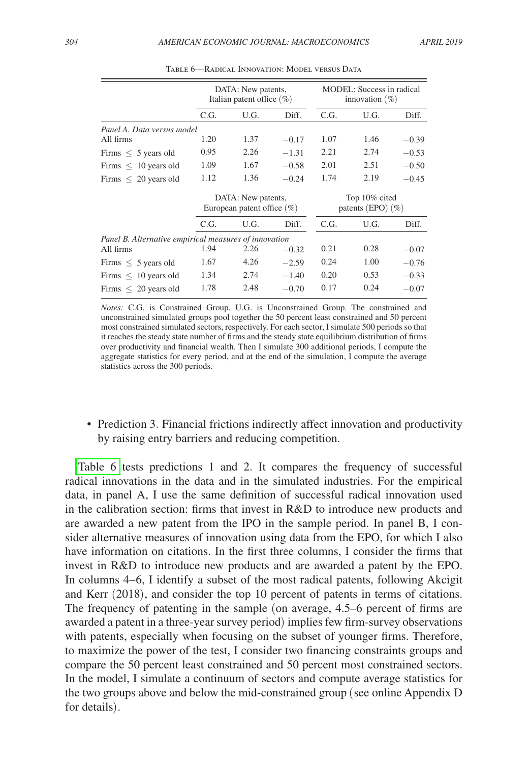Table 6—Radical Innovation: Model versus Data

| | DATA: New patents, Italian patent office (%) | | | MODEL: Success in radical innovation (%) | | |
|---|---|---|---|---|---|---|
| | C.G. | U.G. | Diff. | C.G. | U.G. | Diff. |
| *Panel A. Data versus model* | | | | | | |
| All firms | 1.20 | 1.37 | −0.17 | 1.07 | 1.46 | −0.39 |
| Firms $\leq$ 5 years old | 0.95 | 2.26 | −1.31 | 2.21 | 2.74 | −0.53 |
| Firms $\leq$ 10 years old | 1.09 | 1.67 | −0.58 | 2.01 | 2.51 | −0.50 |
| Firms $\leq$ 20 years old | 1.12 | 1.36 | −0.24 | 1.74 | 2.19 | −0.45 |
| | DATA: New patents, European patent office (%) | | | Top 10% cited patents (EPO) (%) | | |
| | C.G. | U.G. | Diff. | C.G. | U.G. | Diff. |
| *Panel B. Alternative empirical measures of innovation* | | | | | | |
| All firms | 1.94 | 2.26 | −0.32 | 0.21 | 0.28 | −0.07 |
| Firms $\leq$ 5 years old | 1.67 | 4.26 | −2.59 | 0.24 | 1.00 | −0.76 |
| Firms $\leq$ 10 years old | 1.34 | 2.74 | −1.40 | 0.20 | 0.53 | −0.33 |
| Firms $\leq$ 20 years old | 1.78 | 2.48 | −0.70 | 0.17 | 0.24 | −0.07 |

*Notes:* C.G. is Constrained Group. U.G. is Unconstrained Group. The constrained and unconstrained simulated groups pool together the 50 percent least constrained and 50 percent most constrained simulated sectors, respectively. For each sector, I simulate 500 periods so that it reaches the steady state number of firms and the steady state equilibrium distribution of firms over productivity and financial wealth. Then I simulate 300 additional periods, I compute the aggregate statistics for every period, and at the end of the simulation, I compute the average statistics across the 300 periods.

- Prediction 3. Financial frictions indirectly affect innovation and productivity by raising entry barriers and reducing competition.

Table 6 tests predictions 1 and 2. It compares the frequency of successful radical innovations in the data and in the simulated industries. For the empirical data, in panel A, I use the same definition of successful radical innovation used in the calibration section: firms that invest in R&D to introduce new products and are awarded a new patent from the IPO in the sample period. In panel B, I consider alternative measures of innovation using data from the EPO, for which I also have information on citations. In the first three columns, I consider the firms that invest in R&D to introduce new products and are awarded a patent by the EPO. In columns 4–6, I identify a subset of the most radical patents, following Akcigit and Kerr (2018), and consider the top 10 percent of patents in terms of citations. The frequency of patenting in the sample (on average, 4.5–6 percent of firms are awarded a patent in a three-year survey period) implies few firm-survey observations with patents, especially when focusing on the subset of younger firms. Therefore, to maximize the power of the test, I consider two financing constraints groups and compare the 50 percent least constrained and 50 percent most constrained sectors. In the model, I simulate a continuum of sectors and compute average statistics for the two groups above and below the mid-constrained group (see online Appendix D for details).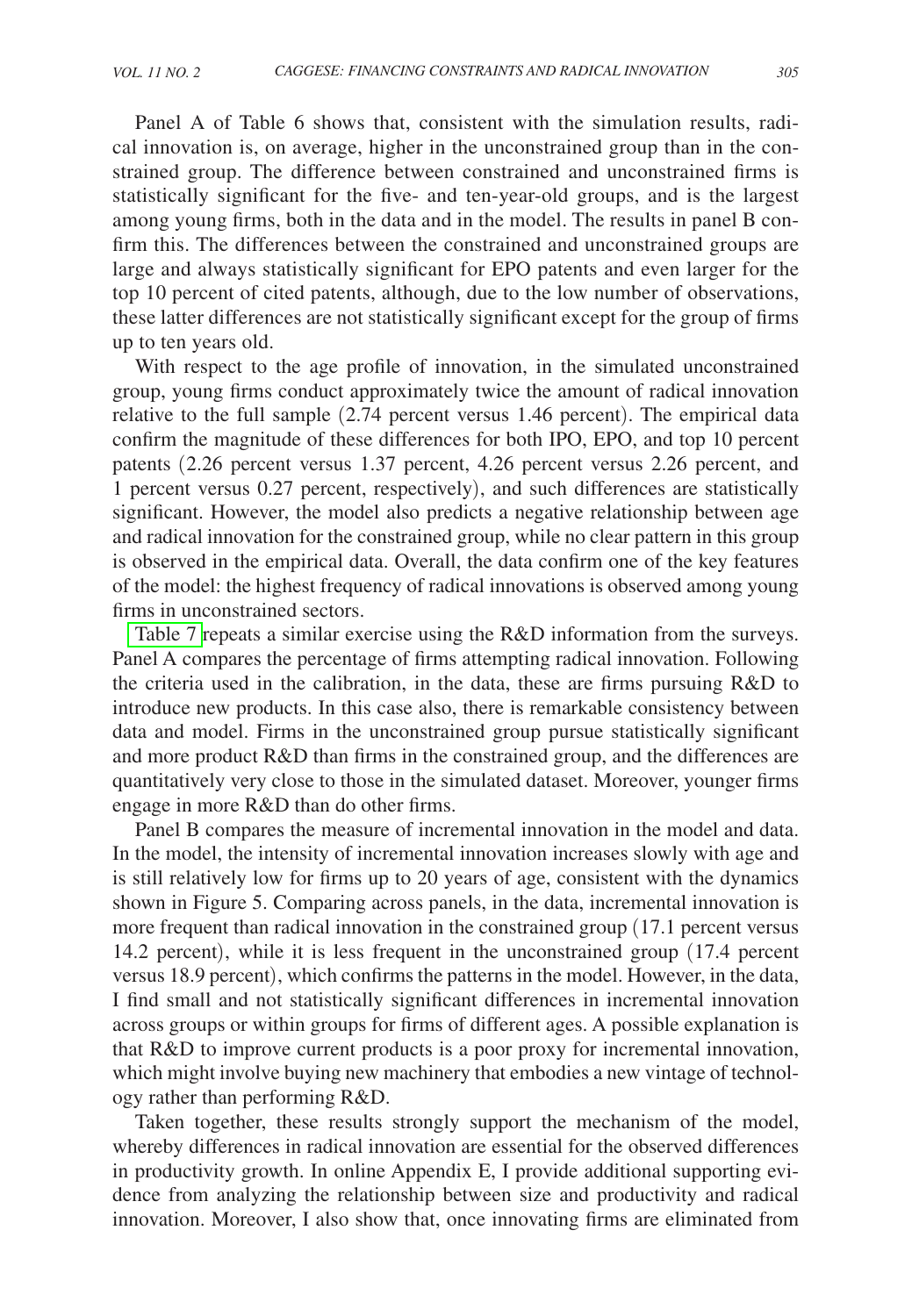Panel A of Table 6 shows that, consistent with the simulation results, radical innovation is, on average, higher in the unconstrained group than in the constrained group. The difference between constrained and unconstrained firms is statistically significant for the five- and ten-year-old groups, and is the largest among young firms, both in the data and in the model. The results in panel B confirm this. The differences between the constrained and unconstrained groups are large and always statistically significant for EPO patents and even larger for the top 10 percent of cited patents, although, due to the low number of observations, these latter differences are not statistically significant except for the group of firms up to ten years old.

With respect to the age profile of innovation, in the simulated unconstrained group, young firms conduct approximately twice the amount of radical innovation relative to the full sample (2.74 percent versus 1.46 percent). The empirical data confirm the magnitude of these differences for both IPO, EPO, and top 10 percent patents (2.26 percent versus 1.37 percent, 4.26 percent versus 2.26 percent, and 1 percent versus 0.27 percent, respectively), and such differences are statistically significant. However, the model also predicts a negative relationship between age and radical innovation for the constrained group, while no clear pattern in this group is observed in the empirical data. Overall, the data confirm one of the key features of the model: the highest frequency of radical innovations is observed among young firms in unconstrained sectors.

Table 7 repeats a similar exercise using the R&D information from the surveys. Panel A compares the percentage of firms attempting radical innovation. Following the criteria used in the calibration, in the data, these are firms pursuing R&D to introduce new products. In this case also, there is remarkable consistency between data and model. Firms in the unconstrained group pursue statistically significant and more product R&D than firms in the constrained group, and the differences are quantitatively very close to those in the simulated dataset. Moreover, younger firms engage in more R&D than do other firms.

Panel B compares the measure of incremental innovation in the model and data. In the model, the intensity of incremental innovation increases slowly with age and is still relatively low for firms up to 20 years of age, consistent with the dynamics shown in Figure 5. Comparing across panels, in the data, incremental innovation is more frequent than radical innovation in the constrained group (17.1 percent versus 14.2 percent), while it is less frequent in the unconstrained group (17.4 percent versus 18.9 percent), which confirms the patterns in the model. However, in the data, I find small and not statistically significant differences in incremental innovation across groups or within groups for firms of different ages. A possible explanation is that R&D to improve current products is a poor proxy for incremental innovation, which might involve buying new machinery that embodies a new vintage of technology rather than performing R&D.

Taken together, these results strongly support the mechanism of the model, whereby differences in radical innovation are essential for the observed differences in productivity growth. In online Appendix E, I provide additional supporting evidence from analyzing the relationship between size and productivity and radical innovation. Moreover, I also show that, once innovating firms are eliminated from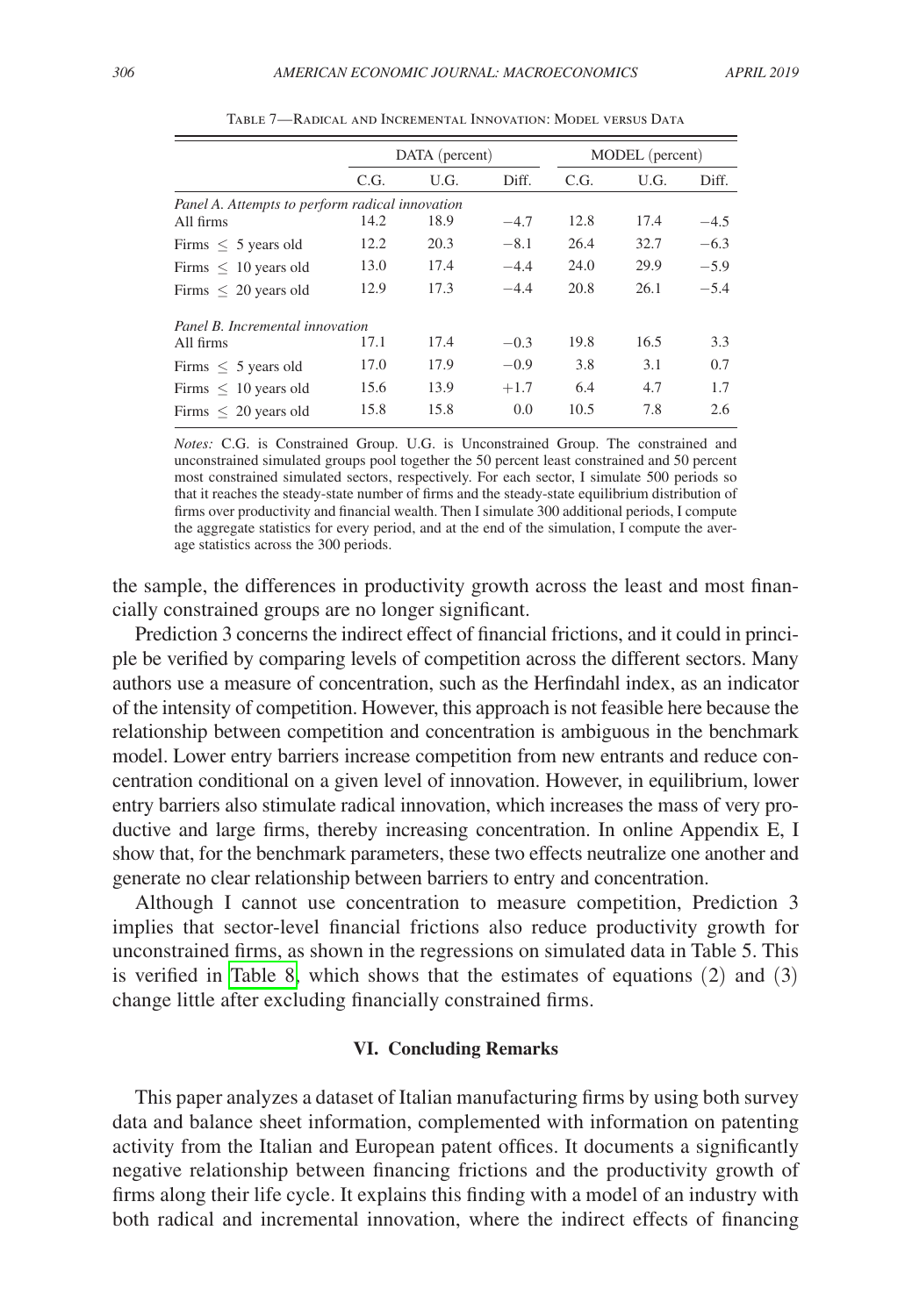Table 7—Radical and Incremental Innovation: Model versus Data

| | DATA (percent) | | | MODEL (percent) | | |
|---|---|---|---|---|---|---|
| | C.G. | U.G. | Diff. | C.G. | U.G. | Diff. |
| *Panel A. Attempts to perform radical innovation* | | | | | | |
| All firms | 14.2 | 18.9 | −4.7 | 12.8 | 17.4 | −4.5 |
| Firms $\leq$ 5 years old | 12.2 | 20.3 | −8.1 | 26.4 | 32.7 | −6.3 |
| Firms $\leq$ 10 years old | 13.0 | 17.4 | −4.4 | 24.0 | 29.9 | −5.9 |
| Firms $\leq$ 20 years old | 12.9 | 17.3 | −4.4 | 20.8 | 26.1 | −5.4 |
| *Panel B. Incremental innovation* | | | | | | |
| All firms | 17.1 | 17.4 | −0.3 | 19.8 | 16.5 | 3.3 |
| Firms $\leq$ 5 years old | 17.0 | 17.9 | −0.9 | 3.8 | 3.1 | 0.7 |
| Firms $\leq$ 10 years old | 15.6 | 13.9 | +1.7 | 6.4 | 4.7 | 1.7 |
| Firms $\leq$ 20 years old | 15.8 | 15.8 | 0.0 | 10.5 | 7.8 | 2.6 |

*Notes:* C.G. is Constrained Group. U.G. is Unconstrained Group. The constrained and unconstrained simulated groups pool together the 50 percent least constrained and 50 percent most constrained simulated sectors, respectively. For each sector, I simulate 500 periods so that it reaches the steady-state number of firms and the steady-state equilibrium distribution of firms over productivity and financial wealth. Then I simulate 300 additional periods, I compute the aggregate statistics for every period, and at the end of the simulation, I compute the average statistics across the 300 periods.

the sample, the differences in productivity growth across the least and most financially constrained groups are no longer significant.

Prediction 3 concerns the indirect effect of financial frictions, and it could in principle be verified by comparing levels of competition across the different sectors. Many authors use a measure of concentration, such as the Herfindahl index, as an indicator of the intensity of competition. However, this approach is not feasible here because the relationship between competition and concentration is ambiguous in the benchmark model. Lower entry barriers increase competition from new entrants and reduce concentration conditional on a given level of innovation. However, in equilibrium, lower entry barriers also stimulate radical innovation, which increases the mass of very productive and large firms, thereby increasing concentration. In online Appendix E, I show that, for the benchmark parameters, these two effects neutralize one another and generate no clear relationship between barriers to entry and concentration.

Although I cannot use concentration to measure competition, Prediction 3 implies that sector-level financial frictions also reduce productivity growth for unconstrained firms, as shown in the regressions on simulated data in Table 5. This is verified in Table 8, which shows that the estimates of equations (2) and (3) change little after excluding financially constrained firms.

## VI. Concluding Remarks

This paper analyzes a dataset of Italian manufacturing firms by using both survey data and balance sheet information, complemented with information on patenting activity from the Italian and European patent offices. It documents a significantly negative relationship between financing frictions and the productivity growth of firms along their life cycle. It explains this finding with a model of an industry with both radical and incremental innovation, where the indirect effects of financing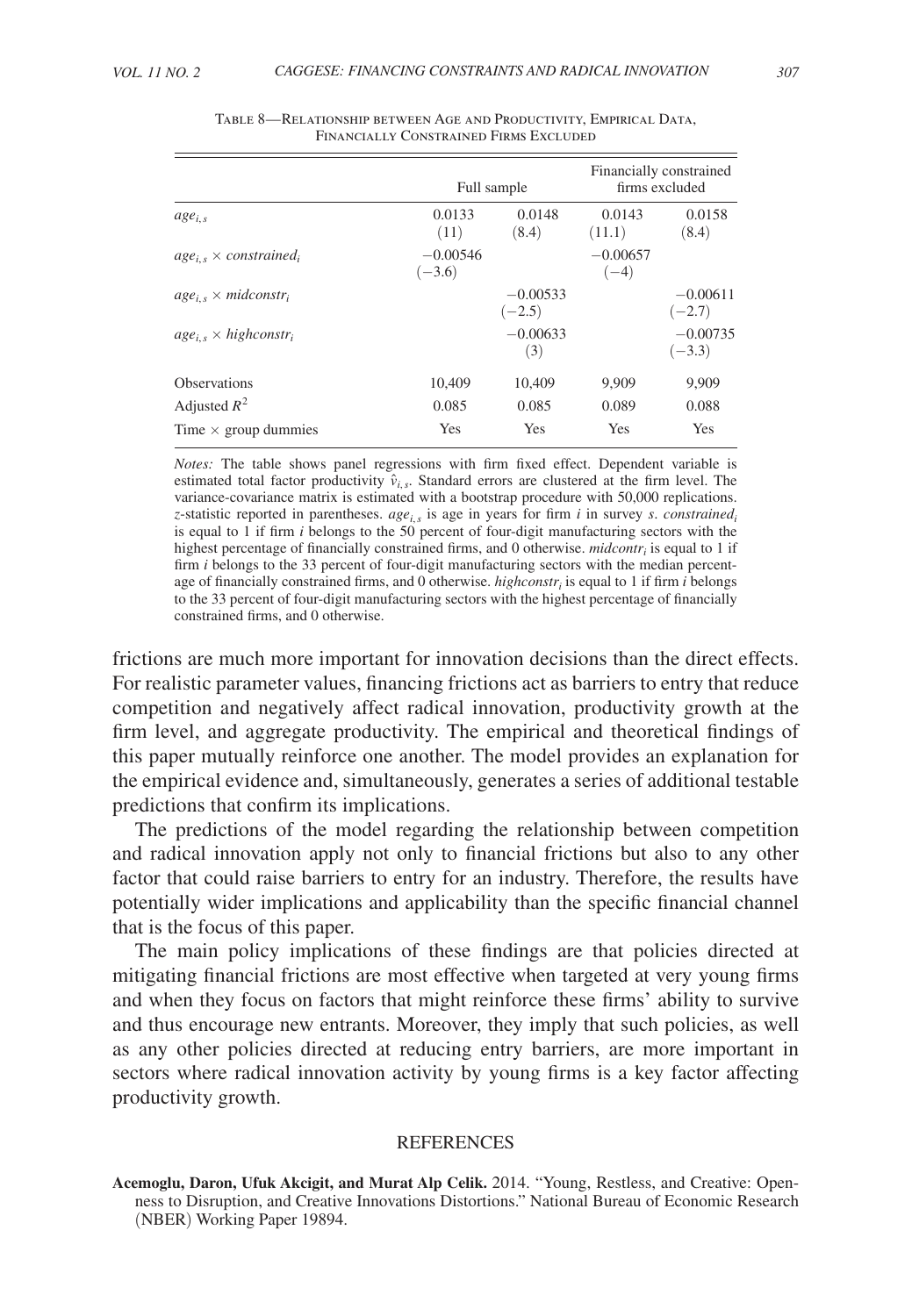Table 8—Relationship between Age and Productivity, Empirical Data, Financially Constrained Firms Excluded

| | Full sample | | Financially constrained firms excluded | |
|---|---|---|---|---|
| $age_{i,s}$ | 0.0133 | 0.0148 | 0.0143 | 0.0158 |
| | (11) | (8.4) | (11.1) | (8.4) |
| $age_{i,s} \times constrained_i$ | −0.00546 | | −0.00657 | |
| | (−3.6) | | (−4) | |
| $age_{i,s} \times midconstr_i$ | | −0.00533 | | −0.00611 |
| | | (−2.5) | | (−2.7) |
| $age_{i,s} \times highconstr_i$ | | −0.00633 | | −0.00735 |
| | | (3) | | (−3.3) |
| Observations | 10,409 | 10,409 | 9,909 | 9,909 |
| Adjusted $R^2$ | 0.085 | 0.085 | 0.089 | 0.088 |
| Time × group dummies | Yes | Yes | Yes | Yes |

*Notes:* The table shows panel regressions with firm fixed effect. Dependent variable is estimated total factor productivity $\hat{v}_{i,s}$. Standard errors are clustered at the firm level. The variance-covariance matrix is estimated with a bootstrap procedure with 50,000 replications. $z$-statistic reported in parentheses. $age_{i,s}$ is age in years for firm $i$ in survey $s$. $constrained_i$ is equal to 1 if firm $i$ belongs to the 50 percent of four-digit manufacturing sectors with the highest percentage of financially constrained firms, and 0 otherwise. $midcontr_i$ is equal to 1 if firm $i$ belongs to the 33 percent of four-digit manufacturing sectors with the median percentage of financially constrained firms, and 0 otherwise. $highconstr_i$ is equal to 1 if firm $i$ belongs to the 33 percent of four-digit manufacturing sectors with the highest percentage of financially constrained firms, and 0 otherwise.

frictions are much more important for innovation decisions than the direct effects. For realistic parameter values, financing frictions act as barriers to entry that reduce competition and negatively affect radical innovation, productivity growth at the firm level, and aggregate productivity. The empirical and theoretical findings of this paper mutually reinforce one another. The model provides an explanation for the empirical evidence and, simultaneously, generates a series of additional testable predictions that confirm its implications.

The predictions of the model regarding the relationship between competition and radical innovation apply not only to financial frictions but also to any other factor that could raise barriers to entry for an industry. Therefore, the results have potentially wider implications and applicability than the specific financial channel that is the focus of this paper.

The main policy implications of these findings are that policies directed at mitigating financial frictions are most effective when targeted at very young firms and when they focus on factors that might reinforce these firms' ability to survive and thus encourage new entrants. Moreover, they imply that such policies, as well as any other policies directed at reducing entry barriers, are more important in sectors where radical innovation activity by young firms is a key factor affecting productivity growth.

## REFERENCES

**Acemoglu, Daron, Ufuk Akcigit, and Murat Alp Celik.** 2014. "Young, Restless, and Creative: Openness to Disruption, and Creative Innovations Distortions." National Bureau of Economic Research (NBER) Working Paper 19894.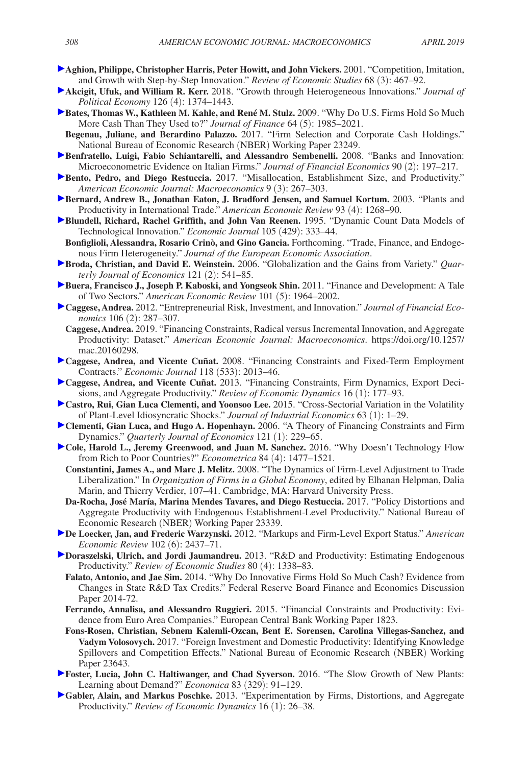**Aghion, Philippe, Christopher Harris, Peter Howitt, and John Vickers.** 2001. "Competition, Imitation, and Growth with Step-by-Step Innovation." *Review of Economic Studies* 68 (3): 467–92.

**Akcigit, Ufuk, and William R. Kerr.** 2018. "Growth through Heterogeneous Innovations." *Journal of Political Economy* 126 (4): 1374–1443.

**Bates, Thomas W., Kathleen M. Kahle, and René M. Stulz.** 2009. "Why Do U.S. Firms Hold So Much More Cash Than They Used to?" *Journal of Finance* 64 (5): 1985–2021.

**Begenau, Juliane, and Berardino Palazzo.** 2017. "Firm Selection and Corporate Cash Holdings." National Bureau of Economic Research (NBER) Working Paper 23249.

**Benfratello, Luigi, Fabio Schiantarelli, and Alessandro Sembenelli.** 2008. "Banks and Innovation: Microeconometric Evidence on Italian Firms." *Journal of Financial Economics* 90 (2): 197–217.

**Bento, Pedro, and Diego Restuccia.** 2017. "Misallocation, Establishment Size, and Productivity." *American Economic Journal: Macroeconomics* 9 (3): 267–303.

**Bernard, Andrew B., Jonathan Eaton, J. Bradford Jensen, and Samuel Kortum.** 2003. "Plants and Productivity in International Trade." *American Economic Review* 93 (4): 1268–90.

**Blundell, Richard, Rachel Griffith, and John Van Reenen.** 1995. "Dynamic Count Data Models of Technological Innovation." *Economic Journal* 105 (429): 333–44.

**Bonfiglioli, Alessandra, Rosario Crinò, and Gino Gancia.** Forthcoming. "Trade, Finance, and Endogenous Firm Heterogeneity." *Journal of the European Economic Association*.

**Broda, Christian, and David E. Weinstein.** 2006. "Globalization and the Gains from Variety." *Quarterly Journal of Economics* 121 (2): 541–85.

**Buera, Francisco J., Joseph P. Kaboski, and Yongseok Shin.** 2011. "Finance and Development: A Tale of Two Sectors." *American Economic Review* 101 (5): 1964–2002.

**Caggese, Andrea.** 2012. "Entrepreneurial Risk, Investment, and Innovation." *Journal of Financial Economics* 106 (2): 287–307.

**Caggese, Andrea.** 2019. "Financing Constraints, Radical versus Incremental Innovation, and Aggregate Productivity: Dataset." *American Economic Journal: Macroeconomics*. https://doi.org/10.1257/mac.20160298.

**Caggese, Andrea, and Vicente Cuñat.** 2008. "Financing Constraints and Fixed-Term Employment Contracts." *Economic Journal* 118 (533): 2013–46.

**Caggese, Andrea, and Vicente Cuñat.** 2013. "Financing Constraints, Firm Dynamics, Export Decisions, and Aggregate Productivity." *Review of Economic Dynamics* 16 (1): 177–93.

**Castro, Rui, Gian Luca Clementi, and Yoonsoo Lee.** 2015. "Cross-Sectorial Variation in the Volatility of Plant-Level Idiosyncratic Shocks." *Journal of Industrial Economics* 63 (1): 1–29.

**Clementi, Gian Luca, and Hugo A. Hopenhayn.** 2006. "A Theory of Financing Constraints and Firm Dynamics." *Quarterly Journal of Economics* 121 (1): 229–65.

**Cole, Harold L., Jeremy Greenwood, and Juan M. Sanchez.** 2016. "Why Doesn't Technology Flow from Rich to Poor Countries?" *Econometrica* 84 (4): 1477–1521.

**Constantini, James A., and Marc J. Melitz.** 2008. "The Dynamics of Firm-Level Adjustment to Trade Liberalization." In *Organization of Firms in a Global Economy*, edited by Elhanan Helpman, Dalia Marin, and Thierry Verdier, 107–41. Cambridge, MA: Harvard University Press.

**Da-Rocha, José María, Marina Mendes Tavares, and Diego Restuccia.** 2017. "Policy Distortions and Aggregate Productivity with Endogenous Establishment-Level Productivity." National Bureau of Economic Research (NBER) Working Paper 23339.

**De Loecker, Jan, and Frederic Warzynski.** 2012. "Markups and Firm-Level Export Status." *American Economic Review* 102 (6): 2437–71.

**Doraszelski, Ulrich, and Jordi Jaumandreu.** 2013. "R&D and Productivity: Estimating Endogenous Productivity." *Review of Economic Studies* 80 (4): 1338–83.

**Falato, Antonio, and Jae Sim.** 2014. "Why Do Innovative Firms Hold So Much Cash? Evidence from Changes in State R&D Tax Credits." Federal Reserve Board Finance and Economics Discussion Paper 2014-72.

**Ferrando, Annalisa, and Alessandro Ruggieri.** 2015. "Financial Constraints and Productivity: Evidence from Euro Area Companies." European Central Bank Working Paper 1823.

**Fons-Rosen, Christian, Sebnem Kalemli-Ozcan, Bent E. Sorensen, Carolina Villegas-Sanchez, and Vadym Volosovych.** 2017. "Foreign Investment and Domestic Productivity: Identifying Knowledge Spillovers and Competition Effects." National Bureau of Economic Research (NBER) Working Paper 23643.

**Foster, Lucia, John C. Haltiwanger, and Chad Syverson.** 2016. "The Slow Growth of New Plants: Learning about Demand?" *Economica* 83 (329): 91–129.

**Gabler, Alain, and Markus Poschke.** 2013. "Experimentation by Firms, Distortions, and Aggregate Productivity." *Review of Economic Dynamics* 16 (1): 26–38.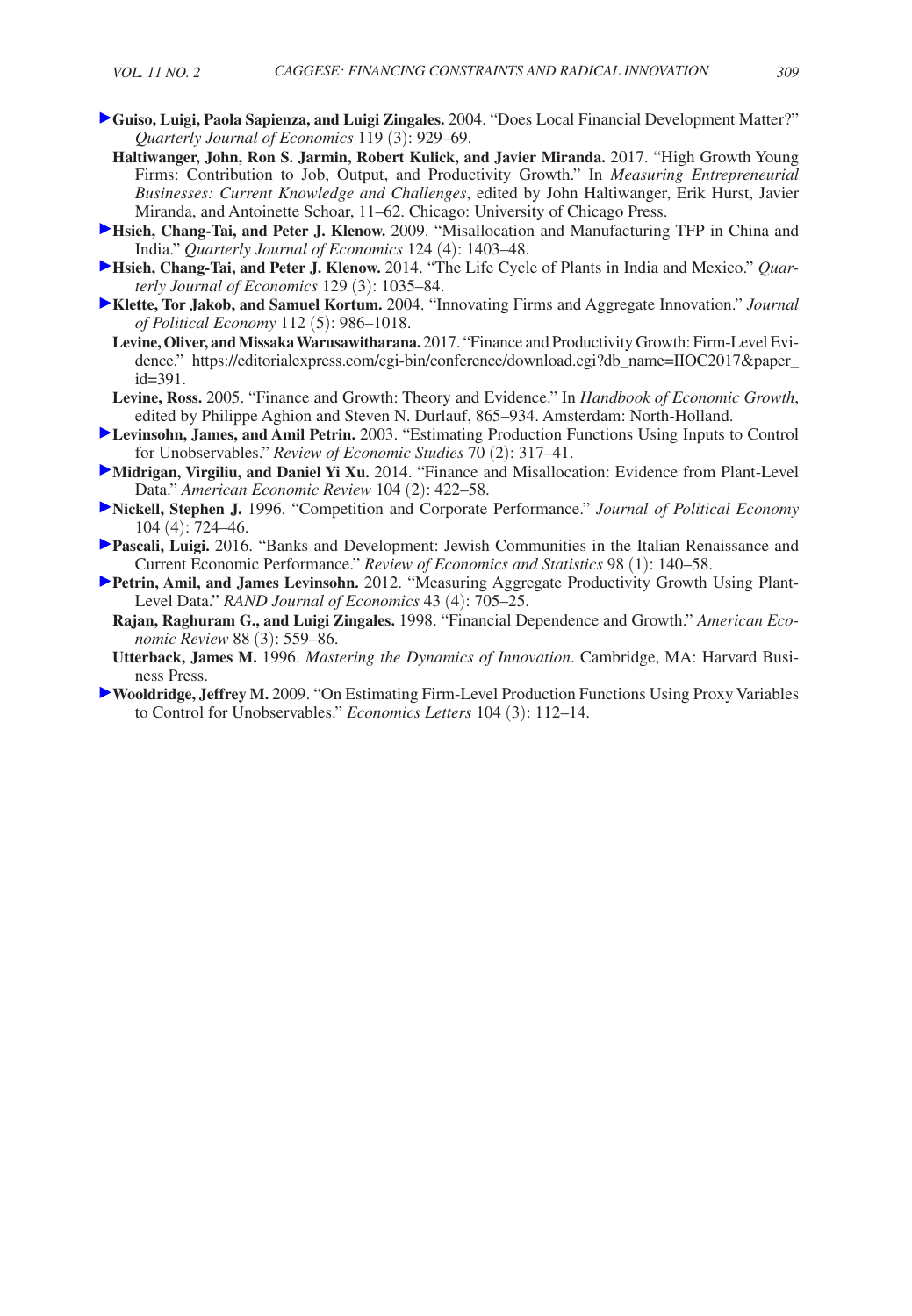**Guiso, Luigi, Paola Sapienza, and Luigi Zingales.** 2004. "Does Local Financial Development Matter?" *Quarterly Journal of Economics* 119 (3): 929–69.

**Haltiwanger, John, Ron S. Jarmin, Robert Kulick, and Javier Miranda.** 2017. "High Growth Young Firms: Contribution to Job, Output, and Productivity Growth." In *Measuring Entrepreneurial Businesses: Current Knowledge and Challenges*, edited by John Haltiwanger, Erik Hurst, Javier Miranda, and Antoinette Schoar, 11–62. Chicago: University of Chicago Press.

**Hsieh, Chang-Tai, and Peter J. Klenow.** 2009. "Misallocation and Manufacturing TFP in China and India." *Quarterly Journal of Economics* 124 (4): 1403–48.

**Hsieh, Chang-Tai, and Peter J. Klenow.** 2014. "The Life Cycle of Plants in India and Mexico." *Quarterly Journal of Economics* 129 (3): 1035–84.

**Klette, Tor Jakob, and Samuel Kortum.** 2004. "Innovating Firms and Aggregate Innovation." *Journal of Political Economy* 112 (5): 986–1018.

**Levine, Oliver, and Missaka Warusawitharana.** 2017. "Finance and Productivity Growth: Firm-Level Evidence." https://editorialexpress.com/cgi-bin/conference/download.cgi?db_name=IIOC2017&paper_id=391.

**Levine, Ross.** 2005. "Finance and Growth: Theory and Evidence." In *Handbook of Economic Growth*, edited by Philippe Aghion and Steven N. Durlauf, 865–934. Amsterdam: North-Holland.

**Levinsohn, James, and Amil Petrin.** 2003. "Estimating Production Functions Using Inputs to Control for Unobservables." *Review of Economic Studies* 70 (2): 317–41.

**Midrigan, Virgiliu, and Daniel Yi Xu.** 2014. "Finance and Misallocation: Evidence from Plant-Level Data." *American Economic Review* 104 (2): 422–58.

**Nickell, Stephen J.** 1996. "Competition and Corporate Performance." *Journal of Political Economy* 104 (4): 724–46.

**Pascali, Luigi.** 2016. "Banks and Development: Jewish Communities in the Italian Renaissance and Current Economic Performance." *Review of Economics and Statistics* 98 (1): 140–58.

**Petrin, Amil, and James Levinsohn.** 2012. "Measuring Aggregate Productivity Growth Using Plant-Level Data." *RAND Journal of Economics* 43 (4): 705–25.

**Rajan, Raghuram G., and Luigi Zingales.** 1998. "Financial Dependence and Growth." *American Economic Review* 88 (3): 559–86.

**Utterback, James M.** 1996. *Mastering the Dynamics of Innovation*. Cambridge, MA: Harvard Business Press.

**Wooldridge, Jeffrey M.** 2009. "On Estimating Firm-Level Production Functions Using Proxy Variables to Control for Unobservables." *Economics Letters* 104 (3): 112–14.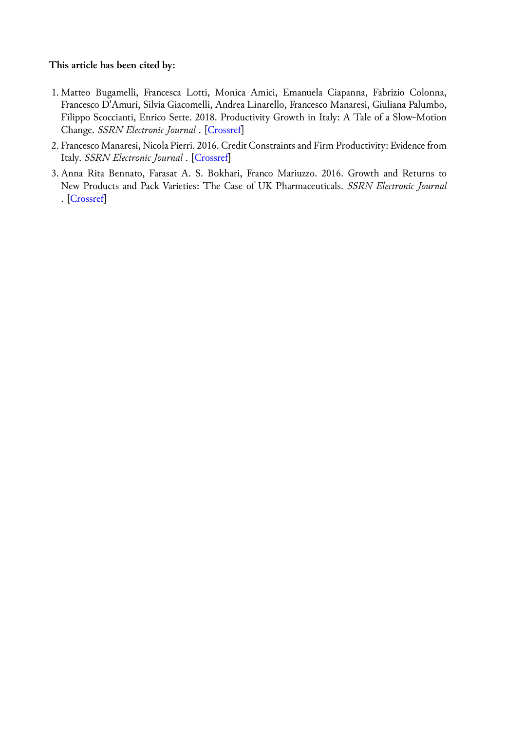**This article has been cited by:**

1. Matteo Bugamelli, Francesca Lotti, Monica Amici, Emanuela Ciapanna, Fabrizio Colonna, Francesco D'Amuri, Silvia Giacomelli, Andrea Linarello, Francesco Manaresi, Giuliana Palumbo, Filippo Scoccianti, Enrico Sette. 2018. Productivity Growth in Italy: A Tale of a Slow-Motion Change. *SSRN Electronic Journal* . [Crossref]
2. Francesco Manaresi, Nicola Pierri. 2016. Credit Constraints and Firm Productivity: Evidence from Italy. *SSRN Electronic Journal* . [Crossref]
3. Anna Rita Bennato, Farasat A. S. Bokhari, Franco Mariuzzo. 2016. Growth and Returns to New Products and Pack Varieties: The Case of UK Pharmaceuticals. *SSRN Electronic Journal* . [Crossref]